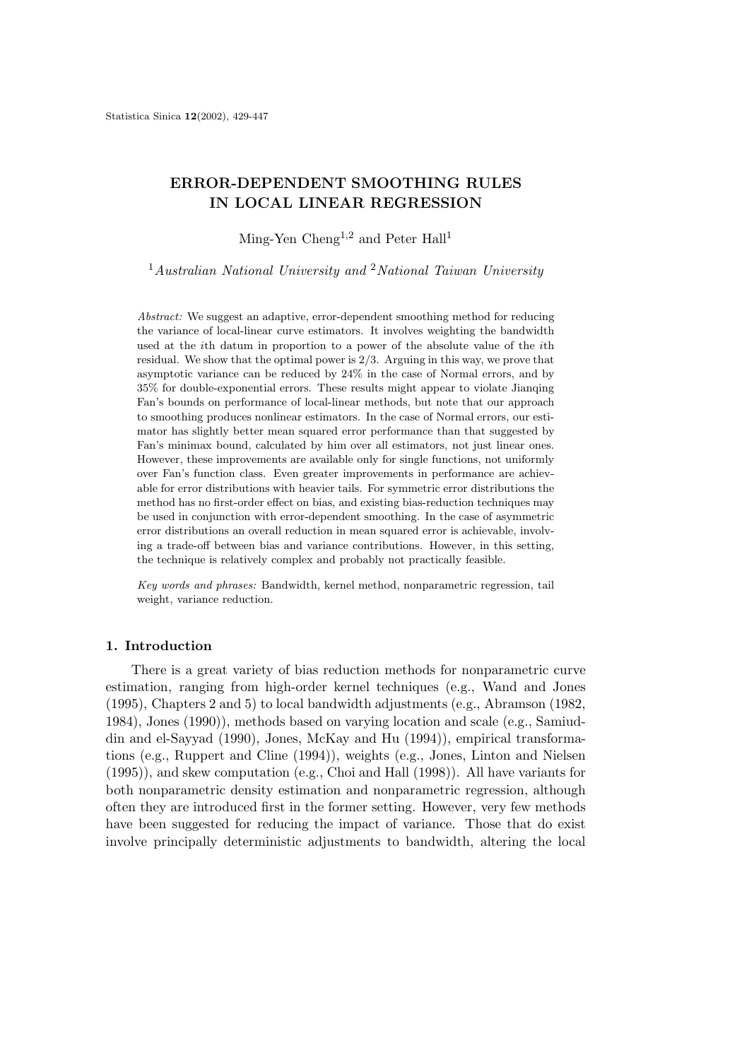# ERROR-DEPENDENT SMOOTHING RULES IN LOCAL LINEAR REGRESSION

Ming-Yen Cheng[1,2] and Peter Hall[1]

[1]*Australian National University and* [2]*National Taiwan University*

*Abstract:* We suggest an adaptive, error-dependent smoothing method for reducing the variance of local-linear curve estimators. It involves weighting the bandwidth used at the $i$th datum in proportion to a power of the absolute value of the $i$th residual. We show that the optimal power is $2/3$. Arguing in this way, we prove that asymptotic variance can be reduced by 24% in the case of Normal errors, and by 35% for double-exponential errors. These results might appear to violate Jianqing Fan's bounds on performance of local-linear methods, but note that our approach to smoothing produces nonlinear estimators. In the case of Normal errors, our estimator has slightly better mean squared error performance than that suggested by Fan's minimax bound, calculated by him over all estimators, not just linear ones. However, these improvements are available only for single functions, not uniformly over Fan's function class. Even greater improvements in performance are achievable for error distributions with heavier tails. For symmetric error distributions the method has no first-order effect on bias, and existing bias-reduction techniques may be used in conjunction with error-dependent smoothing. In the case of asymmetric error distributions an overall reduction in mean squared error is achievable, involving a trade-off between bias and variance contributions. However, in this setting, the technique is relatively complex and probably not practically feasible.

*Key words and phrases:* Bandwidth, kernel method, nonparametric regression, tail weight, variance reduction.

## 1. Introduction

There is a great variety of bias reduction methods for nonparametric curve estimation, ranging from high-order kernel techniques (e.g., Wand and Jones (1995), Chapters 2 and 5) to local bandwidth adjustments (e.g., Abramson (1982, 1984), Jones (1990)), methods based on varying location and scale (e.g., Samiuddin and el-Sayyad (1990), Jones, McKay and Hu (1994)), empirical transformations (e.g., Ruppert and Cline (1994)), weights (e.g., Jones, Linton and Nielsen (1995)), and skew computation (e.g., Choi and Hall (1998)). All have variants for both nonparametric density estimation and nonparametric regression, although often they are introduced first in the former setting. However, very few methods have been suggested for reducing the impact of variance. Those that do exist involve principally deterministic adjustments to bandwidth, altering the local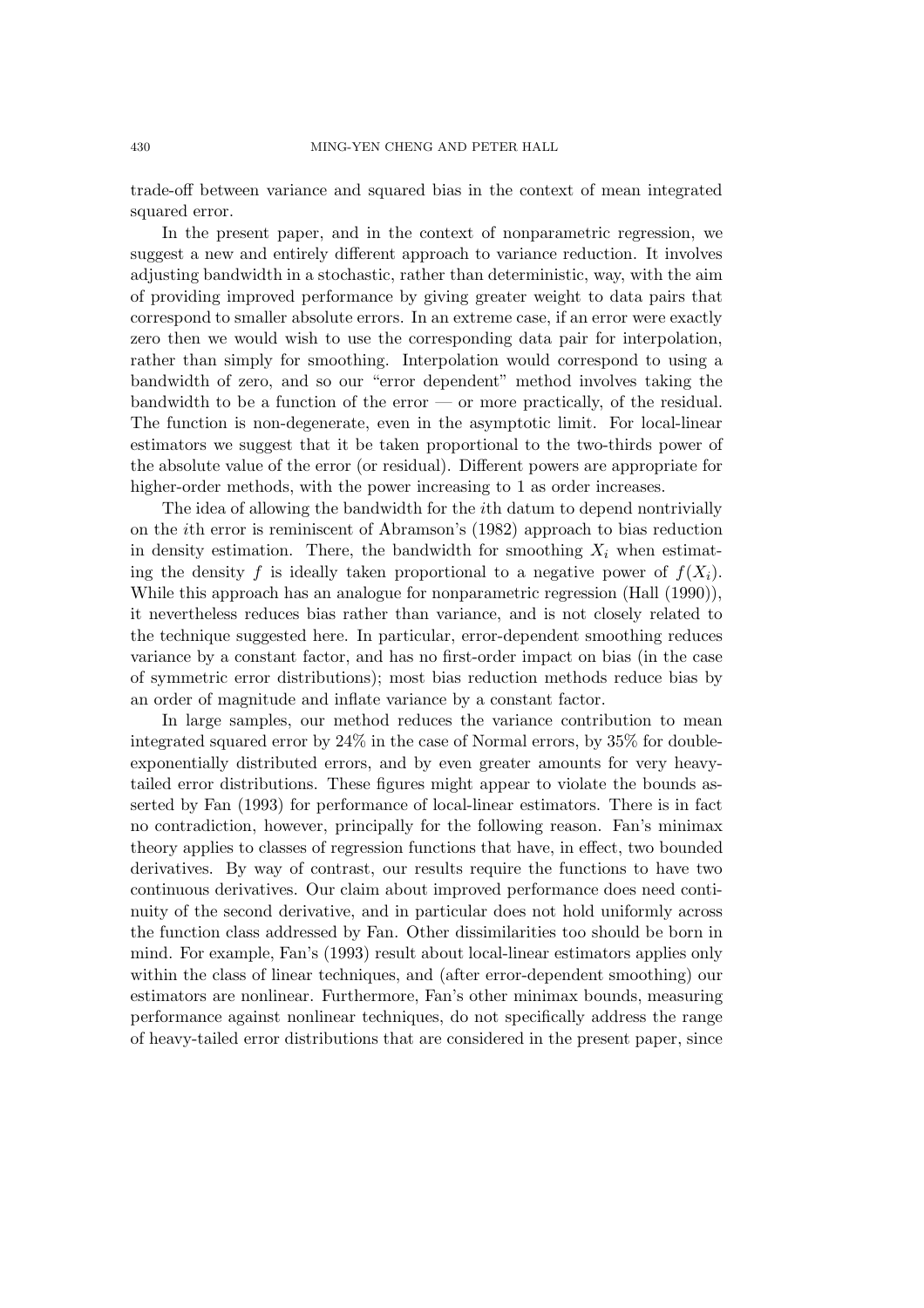trade-off between variance and squared bias in the context of mean integrated squared error.

In the present paper, and in the context of nonparametric regression, we suggest a new and entirely different approach to variance reduction. It involves adjusting bandwidth in a stochastic, rather than deterministic, way, with the aim of providing improved performance by giving greater weight to data pairs that correspond to smaller absolute errors. In an extreme case, if an error were exactly zero then we would wish to use the corresponding data pair for interpolation, rather than simply for smoothing. Interpolation would correspond to using a bandwidth of zero, and so our "error dependent" method involves taking the bandwidth to be a function of the error — or more practically, of the residual. The function is non-degenerate, even in the asymptotic limit. For local-linear estimators we suggest that it be taken proportional to the two-thirds power of the absolute value of the error (or residual). Different powers are appropriate for higher-order methods, with the power increasing to 1 as order increases.

The idea of allowing the bandwidth for the $i$th datum to depend nontrivially on the $i$th error is reminiscent of Abramson's (1982) approach to bias reduction in density estimation. There, the bandwidth for smoothing $X_i$ when estimating the density $f$ is ideally taken proportional to a negative power of $f(X_i)$. While this approach has an analogue for nonparametric regression (Hall (1990)), it nevertheless reduces bias rather than variance, and is not closely related to the technique suggested here. In particular, error-dependent smoothing reduces variance by a constant factor, and has no first-order impact on bias (in the case of symmetric error distributions); most bias reduction methods reduce bias by an order of magnitude and inflate variance by a constant factor.

In large samples, our method reduces the variance contribution to mean integrated squared error by 24% in the case of Normal errors, by 35% for double-exponentially distributed errors, and by even greater amounts for very heavy-tailed error distributions. These figures might appear to violate the bounds asserted by Fan (1993) for performance of local-linear estimators. There is in fact no contradiction, however, principally for the following reason. Fan's minimax theory applies to classes of regression functions that have, in effect, two bounded derivatives. By way of contrast, our results require the functions to have two continuous derivatives. Our claim about improved performance does need continuity of the second derivative, and in particular does not hold uniformly across the function class addressed by Fan. Other dissimilarities too should be born in mind. For example, Fan's (1993) result about local-linear estimators applies only within the class of linear techniques, and (after error-dependent smoothing) our estimators are nonlinear. Furthermore, Fan's other minimax bounds, measuring performance against nonlinear techniques, do not specifically address the range of heavy-tailed error distributions that are considered in the present paper, since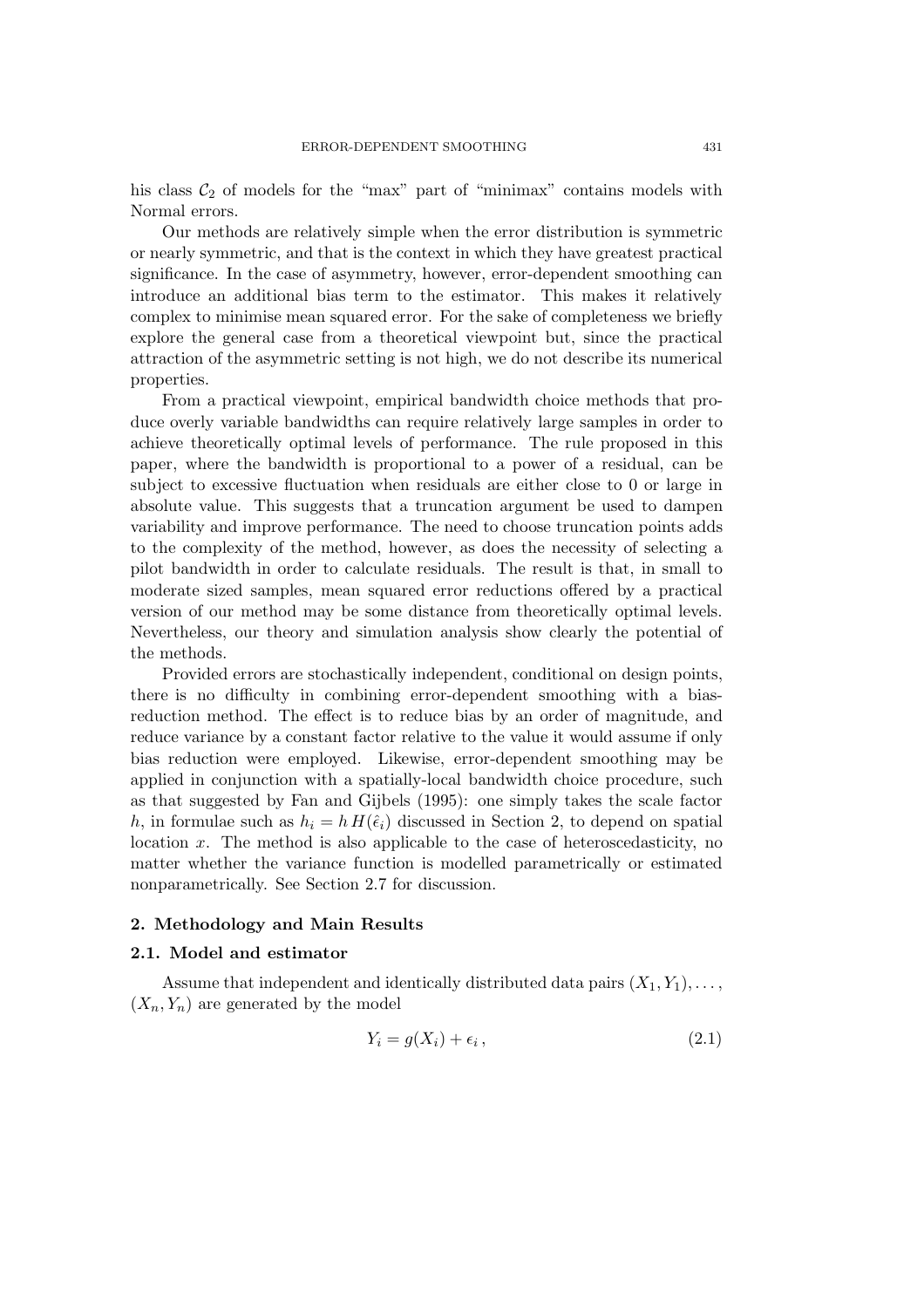his class $\mathcal{C}_2$ of models for the "max" part of "minimax" contains models with Normal errors.

Our methods are relatively simple when the error distribution is symmetric or nearly symmetric, and that is the context in which they have greatest practical significance. In the case of asymmetry, however, error-dependent smoothing can introduce an additional bias term to the estimator. This makes it relatively complex to minimise mean squared error. For the sake of completeness we briefly explore the general case from a theoretical viewpoint but, since the practical attraction of the asymmetric setting is not high, we do not describe its numerical properties.

From a practical viewpoint, empirical bandwidth choice methods that produce overly variable bandwidths can require relatively large samples in order to achieve theoretically optimal levels of performance. The rule proposed in this paper, where the bandwidth is proportional to a power of a residual, can be subject to excessive fluctuation when residuals are either close to 0 or large in absolute value. This suggests that a truncation argument be used to dampen variability and improve performance. The need to choose truncation points adds to the complexity of the method, however, as does the necessity of selecting a pilot bandwidth in order to calculate residuals. The result is that, in small to moderate sized samples, mean squared error reductions offered by a practical version of our method may be some distance from theoretically optimal levels. Nevertheless, our theory and simulation analysis show clearly the potential of the methods.

Provided errors are stochastically independent, conditional on design points, there is no difficulty in combining error-dependent smoothing with a bias-reduction method. The effect is to reduce bias by an order of magnitude, and reduce variance by a constant factor relative to the value it would assume if only bias reduction were employed. Likewise, error-dependent smoothing may be applied in conjunction with a spatially-local bandwidth choice procedure, such as that suggested by Fan and Gijbels (1995): one simply takes the scale factor $h$, in formulae such as $h_i = h\,H(\hat{\epsilon}_i)$ discussed in Section 2, to depend on spatial location $x$. The method is also applicable to the case of heteroscedasticity, no matter whether the variance function is modelled parametrically or estimated nonparametrically. See Section 2.7 for discussion.

## 2. Methodology and Main Results

### 2.1. Model and estimator

Assume that independent and identically distributed data pairs $(X_1, Y_1), \ldots,$ $(X_n, Y_n)$ are generated by the model

$$Y_i = g(X_i) + \epsilon_i\,, \tag{2.1}$$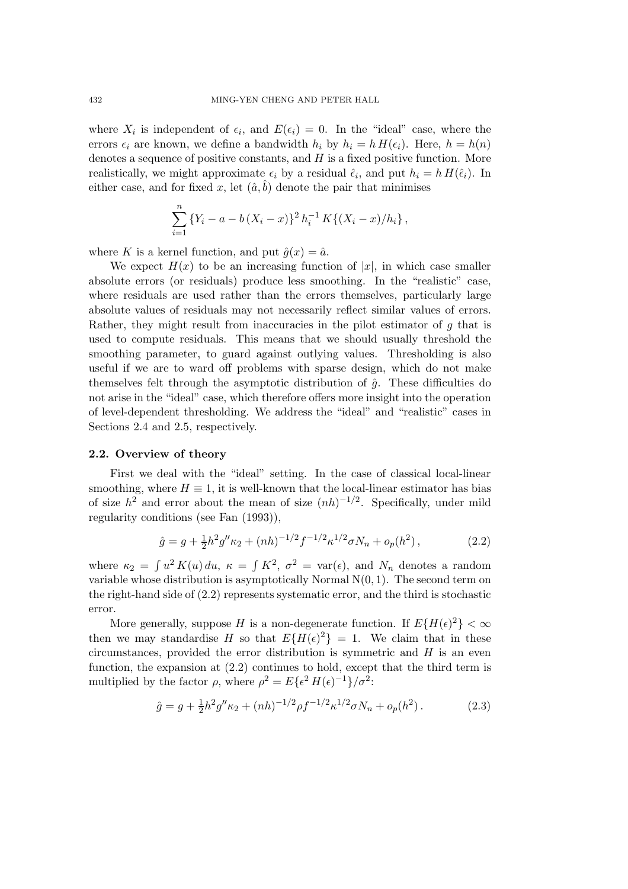where $X_i$ is independent of $\epsilon_i$, and $E(\epsilon_i) = 0$. In the "ideal" case, where the errors $\epsilon_i$ are known, we define a bandwidth $h_i$ by $h_i = h\,H(\epsilon_i)$. Here, $h = h(n)$ denotes a sequence of positive constants, and $H$ is a fixed positive function. More realistically, we might approximate $\epsilon_i$ by a residual $\hat{\epsilon}_i$, and put $h_i = h\,H(\hat{\epsilon}_i)$. In either case, and for fixed $x$, let $(\hat{a}, \hat{b})$ denote the pair that minimises

$$\sum_{i=1}^{n} \{Y_i - a - b\,(X_i - x)\}^2\, h_i^{-1}\, K\{(X_i - x)/h_i\}\,,$$

where $K$ is a kernel function, and put $\hat{g}(x) = \hat{a}$.

We expect $H(x)$ to be an increasing function of $|x|$, in which case smaller absolute errors (or residuals) produce less smoothing. In the "realistic" case, where residuals are used rather than the errors themselves, particularly large absolute values of residuals may not necessarily reflect similar values of errors. Rather, they might result from inaccuracies in the pilot estimator of $g$ that is used to compute residuals. This means that we should usually threshold the smoothing parameter, to guard against outlying values. Thresholding is also useful if we are to ward off problems with sparse design, which do not make themselves felt through the asymptotic distribution of $\hat{g}$. These difficulties do not arise in the "ideal" case, which therefore offers more insight into the operation of level-dependent thresholding. We address the "ideal" and "realistic" cases in Sections 2.4 and 2.5, respectively.

### 2.2. Overview of theory

First we deal with the "ideal" setting. In the case of classical local-linear smoothing, where $H \equiv 1$, it is well-known that the local-linear estimator has bias of size $h^2$ and error about the mean of size $(nh)^{-1/2}$. Specifically, under mild regularity conditions (see Fan (1993)),

$$\hat{g} = g + \tfrac{1}{2}h^2 g''\kappa_2 + (nh)^{-1/2} f^{-1/2}\kappa^{1/2}\sigma N_n + o_p(h^2)\,, \tag{2.2}$$

where $\kappa_2 = \int u^2\,K(u)\,du$, $\kappa = \int K^2$, $\sigma^2 = \mathrm{var}(\epsilon)$, and $N_n$ denotes a random variable whose distribution is asymptotically Normal $\mathrm{N}(0,1)$. The second term on the right-hand side of (2.2) represents systematic error, and the third is stochastic error.

More generally, suppose $H$ is a non-degenerate function. If $E\{H(\epsilon)^2\} < \infty$ then we may standardise $H$ so that $E\{H(\epsilon)^2\} = 1$. We claim that in these circumstances, provided the error distribution is symmetric and $H$ is an even function, the expansion at (2.2) continues to hold, except that the third term is multiplied by the factor $\rho$, where $\rho^2 = E\{\epsilon^2\,H(\epsilon)^{-1}\}/\sigma^2$:

$$\hat{g} = g + \tfrac{1}{2}h^2 g''\kappa_2 + (nh)^{-1/2}\rho f^{-1/2}\kappa^{1/2}\sigma N_n + o_p(h^2)\,. \tag{2.3}$$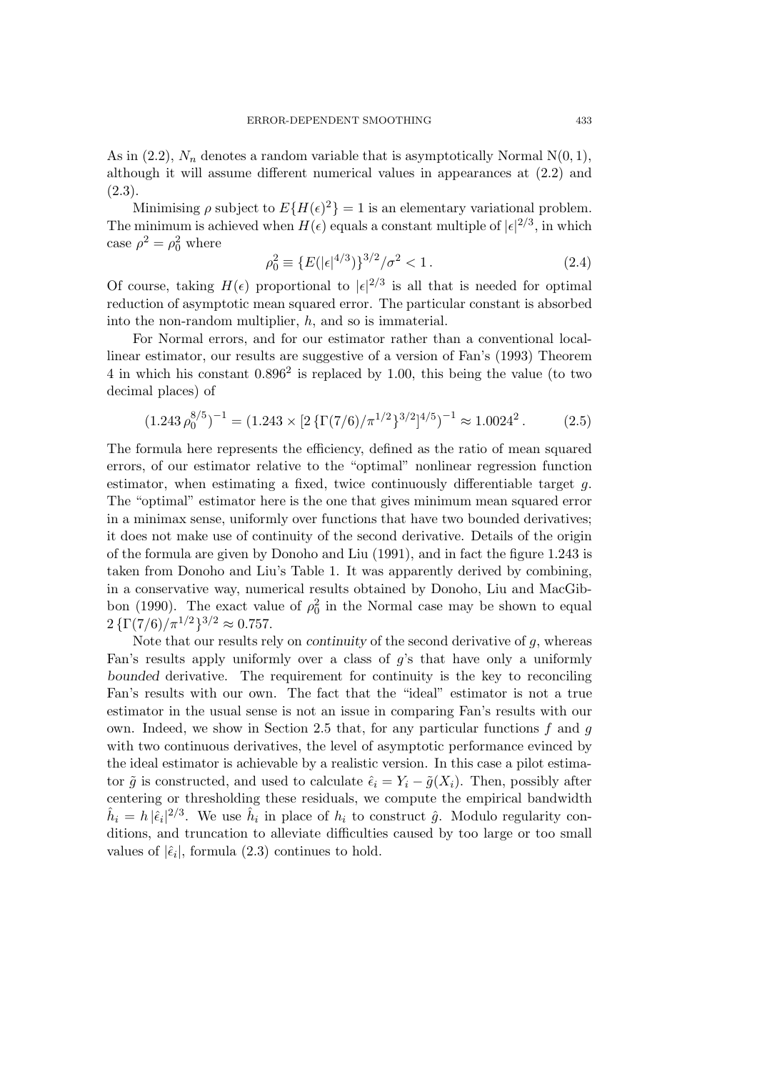As in (2.2), $N_n$ denotes a random variable that is asymptotically Normal $\mathrm{N}(0,1)$, although it will assume different numerical values in appearances at (2.2) and (2.3).

Minimising $\rho$ subject to $E\{H(\epsilon)^2\}=1$ is an elementary variational problem. The minimum is achieved when $H(\epsilon)$ equals a constant multiple of $|\epsilon|^{2/3}$, in which case $\rho^2=\rho_0^2$ where

$$\rho_0^2 \equiv \{E(|\epsilon|^{4/3})\}^{3/2}/\sigma^2 < 1\,. \tag{2.4}$$

Of course, taking $H(\epsilon)$ proportional to $|\epsilon|^{2/3}$ is all that is needed for optimal reduction of asymptotic mean squared error. The particular constant is absorbed into the non-random multiplier, $h$, and so is immaterial.

For Normal errors, and for our estimator rather than a conventional local-linear estimator, our results are suggestive of a version of Fan's (1993) Theorem 4 in which his constant $0.896^2$ is replaced by 1.00, this being the value (to two decimal places) of

$$(1.243\,\rho_0^{8/5})^{-1} = (1.243 \times [2\,\{\Gamma(7/6)/\pi^{1/2}\}^{3/2}]^{4/5})^{-1} \approx 1.0024^2\,. \tag{2.5}$$

The formula here represents the efficiency, defined as the ratio of mean squared errors, of our estimator relative to the "optimal" nonlinear regression function estimator, when estimating a fixed, twice continuously differentiable target $g$. The "optimal" estimator here is the one that gives minimum mean squared error in a minimax sense, uniformly over functions that have two bounded derivatives; it does not make use of continuity of the second derivative. Details of the origin of the formula are given by Donoho and Liu (1991), and in fact the figure 1.243 is taken from Donoho and Liu's Table 1. It was apparently derived by combining, in a conservative way, numerical results obtained by Donoho, Liu and MacGibbon (1990). The exact value of $\rho_0^2$ in the Normal case may be shown to equal $2\,\{\Gamma(7/6)/\pi^{1/2}\}^{3/2} \approx 0.757$.

Note that our results rely on *continuity* of the second derivative of $g$, whereas Fan's results apply uniformly over a class of $g$'s that have only a uniformly *bounded* derivative. The requirement for continuity is the key to reconciling Fan's results with our own. The fact that the "ideal" estimator is not a true estimator in the usual sense is not an issue in comparing Fan's results with our own. Indeed, we show in Section 2.5 that, for any particular functions $f$ and $g$ with two continuous derivatives, the level of asymptotic performance evinced by the ideal estimator is achievable by a realistic version. In this case a pilot estimator $\tilde{g}$ is constructed, and used to calculate $\hat{\epsilon}_i = Y_i - \tilde{g}(X_i)$. Then, possibly after centering or thresholding these residuals, we compute the empirical bandwidth $\hat{h}_i = h\,|\hat{\epsilon}_i|^{2/3}$. We use $\hat{h}_i$ in place of $h_i$ to construct $\hat{g}$. Modulo regularity conditions, and truncation to alleviate difficulties caused by too large or too small values of $|\hat{\epsilon}_i|$, formula (2.3) continues to hold.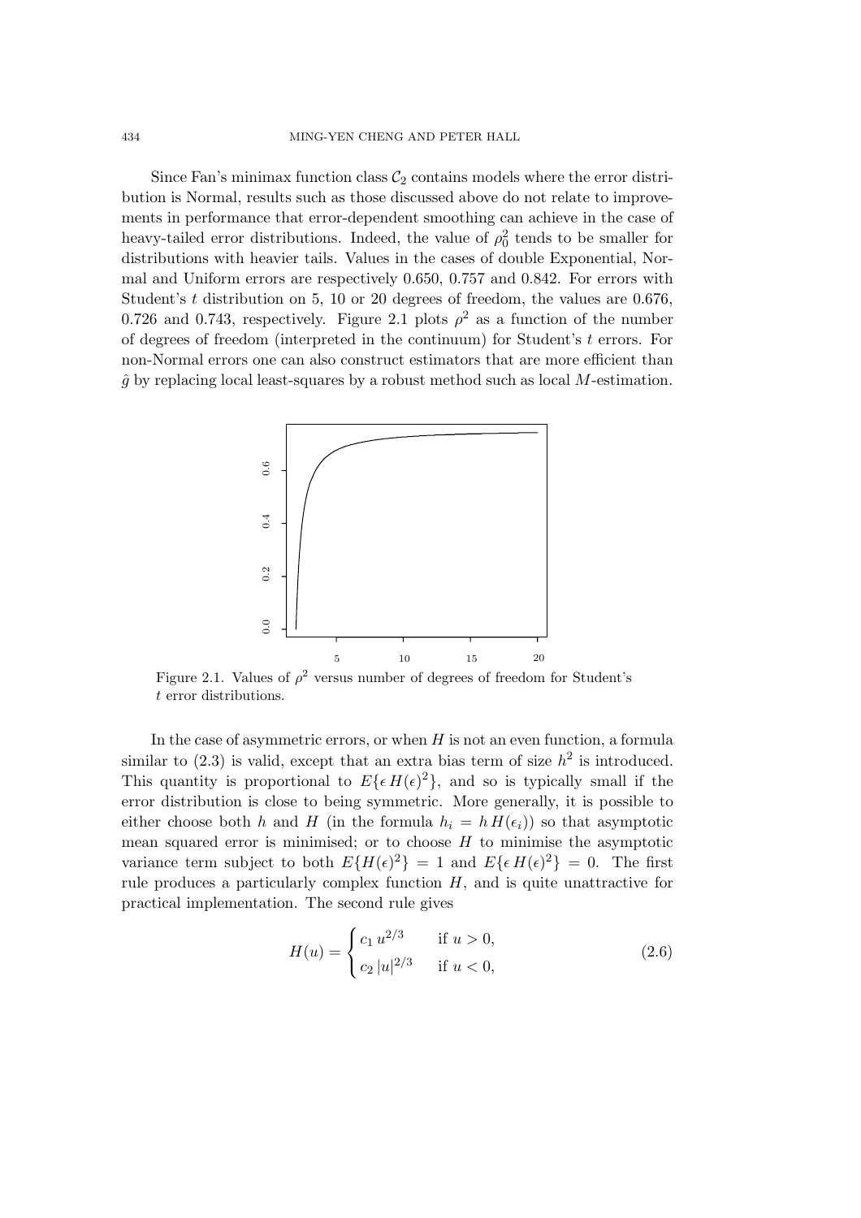Since Fan's minimax function class $\mathcal{C}_2$ contains models where the error distribution is Normal, results such as those discussed above do not relate to improvements in performance that error-dependent smoothing can achieve in the case of heavy-tailed error distributions. Indeed, the value of $\rho_0^2$ tends to be smaller for distributions with heavier tails. Values in the cases of double Exponential, Normal and Uniform errors are respectively 0.650, 0.757 and 0.842. For errors with Student's $t$ distribution on 5, 10 or 20 degrees of freedom, the values are 0.676, 0.726 and 0.743, respectively. Figure 2.1 plots $\rho^2$ as a function of the number of degrees of freedom (interpreted in the continuum) for Student's $t$ errors. For non-Normal errors one can also construct estimators that are more efficient than $\hat{g}$ by replacing local least-squares by a robust method such as local $M$-estimation.

Figure 2.1. Values of $\rho^2$ versus number of degrees of freedom for Student's $t$ error distributions.

In the case of asymmetric errors, or when $H$ is not an even function, a formula similar to (2.3) is valid, except that an extra bias term of size $h^2$ is introduced. This quantity is proportional to $E\{\epsilon\, H(\epsilon)^2\}$, and so is typically small if the error distribution is close to being symmetric. More generally, it is possible to either choose both $h$ and $H$ (in the formula $h_i = h\, H(\epsilon_i)$) so that asymptotic mean squared error is minimised; or to choose $H$ to minimise the asymptotic variance term subject to both $E\{H(\epsilon)^2\} = 1$ and $E\{\epsilon\, H(\epsilon)^2\} = 0$. The first rule produces a particularly complex function $H$, and is quite unattractive for practical implementation. The second rule gives

$$H(u) = \begin{cases} c_1\, u^{2/3} & \text{if } u > 0, \\ c_2\, |u|^{2/3} & \text{if } u < 0, \end{cases} \tag{2.6}$$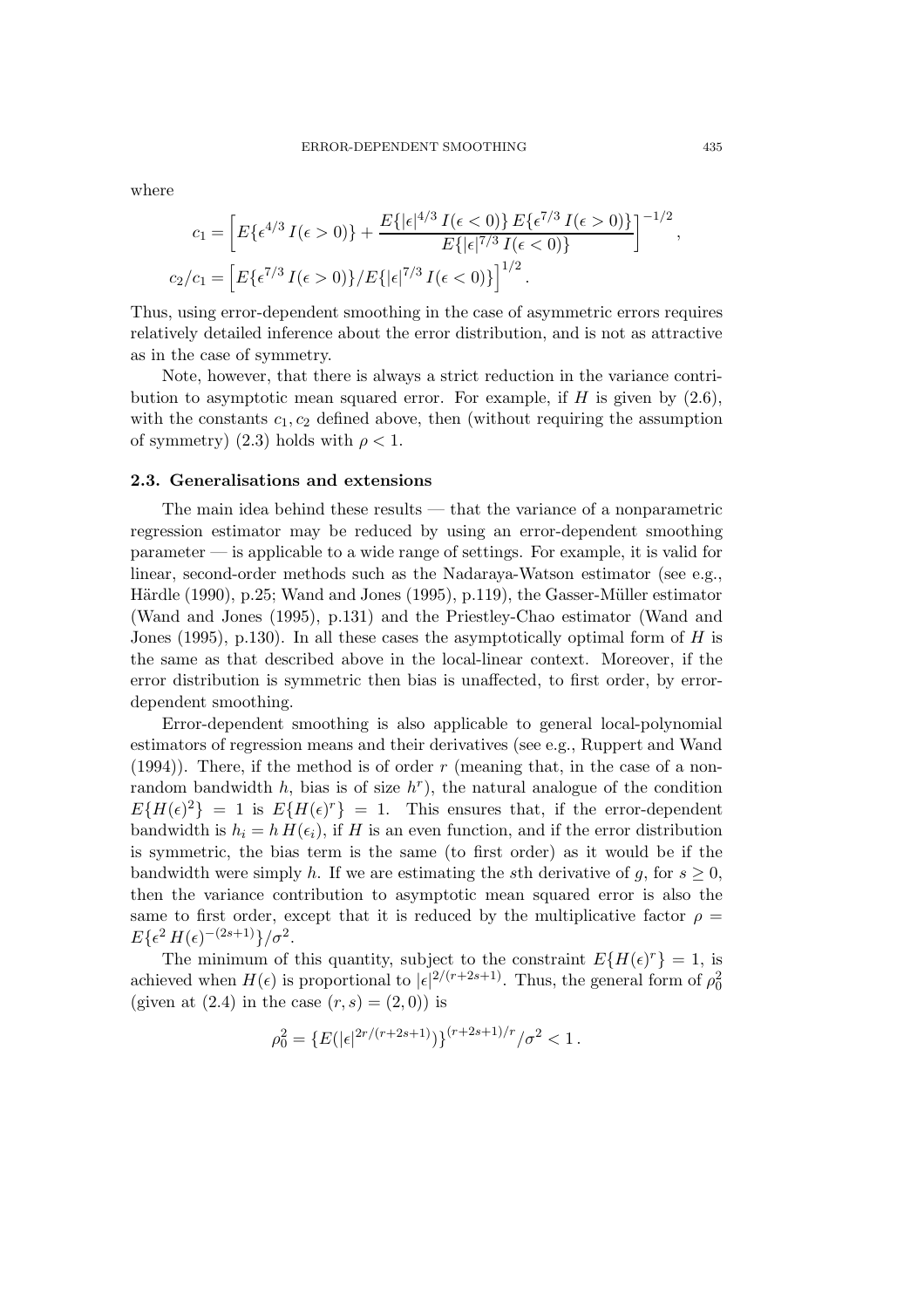where

$$c_1 = \left[ E\{\epsilon^{4/3}\, I(\epsilon > 0)\} + \frac{E\{|\epsilon|^{4/3}\, I(\epsilon < 0)\}\, E\{\epsilon^{7/3}\, I(\epsilon > 0)\}}{E\{|\epsilon|^{7/3}\, I(\epsilon < 0)\}} \right]^{-1/2},$$

$$c_2/c_1 = \left[ E\{\epsilon^{7/3}\, I(\epsilon > 0)\} / E\{|\epsilon|^{7/3}\, I(\epsilon < 0)\} \right]^{1/2}.$$

Thus, using error-dependent smoothing in the case of asymmetric errors requires relatively detailed inference about the error distribution, and is not as attractive as in the case of symmetry.

Note, however, that there is always a strict reduction in the variance contribution to asymptotic mean squared error. For example, if $H$ is given by (2.6), with the constants $c_1, c_2$ defined above, then (without requiring the assumption of symmetry) (2.3) holds with $\rho < 1$.

### 2.3. Generalisations and extensions

The main idea behind these results — that the variance of a nonparametric regression estimator may be reduced by using an error-dependent smoothing parameter — is applicable to a wide range of settings. For example, it is valid for linear, second-order methods such as the Nadaraya-Watson estimator (see e.g., Härdle (1990), p.25; Wand and Jones (1995), p.119), the Gasser-Müller estimator (Wand and Jones (1995), p.131) and the Priestley-Chao estimator (Wand and Jones (1995), p.130). In all these cases the asymptotically optimal form of $H$ is the same as that described above in the local-linear context. Moreover, if the error distribution is symmetric then bias is unaffected, to first order, by error-dependent smoothing.

Error-dependent smoothing is also applicable to general local-polynomial estimators of regression means and their derivatives (see e.g., Ruppert and Wand (1994)). There, if the method is of order $r$ (meaning that, in the case of a nonrandom bandwidth $h$, bias is of size $h^r$), the natural analogue of the condition $E\{H(\epsilon)^2\} = 1$ is $E\{H(\epsilon)^r\} = 1$. This ensures that, if the error-dependent bandwidth is $h_i = h\, H(\epsilon_i)$, if $H$ is an even function, and if the error distribution is symmetric, the bias term is the same (to first order) as it would be if the bandwidth were simply $h$. If we are estimating the $s$th derivative of $g$, for $s \geq 0$, then the variance contribution to asymptotic mean squared error is also the same to first order, except that it is reduced by the multiplicative factor $\rho = E\{\epsilon^2\, H(\epsilon)^{-(2s+1)}\}/\sigma^2$.

The minimum of this quantity, subject to the constraint $E\{H(\epsilon)^r\} = 1$, is achieved when $H(\epsilon)$ is proportional to $|\epsilon|^{2/(r+2s+1)}$. Thus, the general form of $\rho_0^2$ (given at (2.4) in the case $(r, s) = (2, 0)$) is

$$\rho_0^2 = \{E(|\epsilon|^{2r/(r+2s+1)})\}^{(r+2s+1)/r}/\sigma^2 < 1\,.$$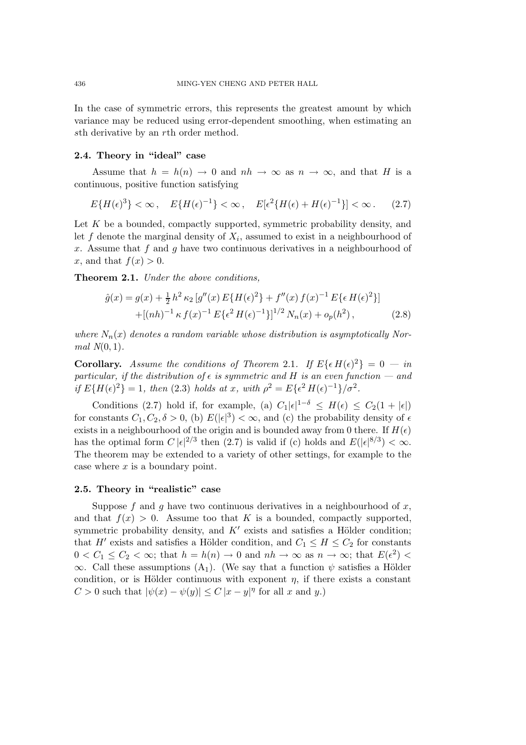In the case of symmetric errors, this represents the greatest amount by which variance may be reduced using error-dependent smoothing, when estimating an $s$th derivative by an $r$th order method.

### 2.4. Theory in "ideal" case

Assume that $h = h(n) \to 0$ and $nh \to \infty$ as $n \to \infty$, and that $H$ is a continuous, positive function satisfying

$$E\{H(\epsilon)^3\} < \infty\,, \quad E\{H(\epsilon)^{-1}\} < \infty\,, \quad E[\epsilon^2\{H(\epsilon) + H(\epsilon)^{-1}\}] < \infty\,. \qquad (2.7)$$

Let $K$ be a bounded, compactly supported, symmetric probability density, and let $f$ denote the marginal density of $X_i$, assumed to exist in a neighbourhood of $x$. Assume that $f$ and $g$ have two continuous derivatives in a neighbourhood of $x$, and that $f(x) > 0$.

**Theorem 2.1.** *Under the above conditions,*

$$\begin{aligned}\hat{g}(x) = g(x) &+ \tfrac{1}{2}\, h^2\, \kappa_2\, [g''(x)\, E\{H(\epsilon)^2\} + f''(x)\, f(x)^{-1}\, E\{\epsilon\, H(\epsilon)^2\}] \\ &+ [(nh)^{-1}\, \kappa\, f(x)^{-1}\, E\{\epsilon^2\, H(\epsilon)^{-1}\}]^{1/2}\, N_n(x) + o_p(h^2)\,, \qquad (2.8)\end{aligned}$$

*where $N_n(x)$ denotes a random variable whose distribution is asymptotically Normal $N(0, 1)$.*

**Corollary.** *Assume the conditions of Theorem 2.1. If $E\{\epsilon\, H(\epsilon)^2\} = 0$ — in particular, if the distribution of $\epsilon$ is symmetric and $H$ is an even function — and if $E\{H(\epsilon)^2\} = 1$, then (2.3) holds at $x$, with $\rho^2 = E\{\epsilon^2\, H(\epsilon)^{-1}\}/\sigma^2$.*

Conditions (2.7) hold if, for example, (a) $C_1|\epsilon|^{1-\delta} \le H(\epsilon) \le C_2(1 + |\epsilon|)$ for constants $C_1, C_2, \delta > 0$, (b) $E(|\epsilon|^3) < \infty$, and (c) the probability density of $\epsilon$ exists in a neighbourhood of the origin and is bounded away from 0 there. If $H(\epsilon)$ has the optimal form $C\,|\epsilon|^{2/3}$ then (2.7) is valid if (c) holds and $E(|\epsilon|^{8/3}) < \infty$. The theorem may be extended to a variety of other settings, for example to the case where $x$ is a boundary point.

### 2.5. Theory in "realistic" case

Suppose $f$ and $g$ have two continuous derivatives in a neighbourhood of $x$, and that $f(x) > 0$. Assume too that $K$ is a bounded, compactly supported, symmetric probability density, and $K'$ exists and satisfies a Hölder condition; that $H'$ exists and satisfies a Hölder condition, and $C_1 \le H \le C_2$ for constants $0 < C_1 \le C_2 < \infty$; that $h = h(n) \to 0$ and $nh \to \infty$ as $n \to \infty$; that $E(\epsilon^2) < \infty$. Call these assumptions ($A_1$). (We say that a function $\psi$ satisfies a Hölder condition, or is Hölder continuous with exponent $\eta$, if there exists a constant $C > 0$ such that $|\psi(x) - \psi(y)| \le C\,|x - y|^\eta$ for all $x$ and $y$.)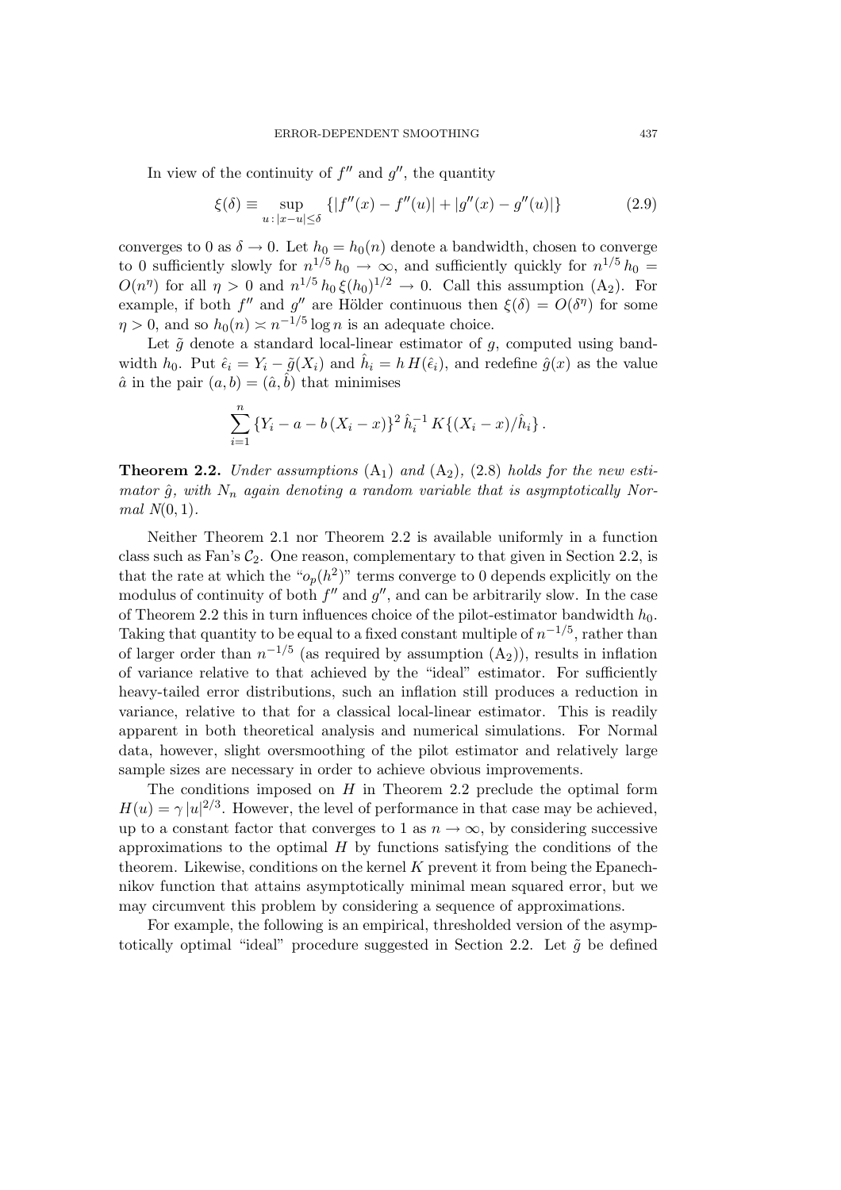In view of the continuity of $f''$ and $g''$, the quantity

$$\xi(\delta) \equiv \sup_{u\,:\,|x-u|\le\delta} \{|f''(x) - f''(u)| + |g''(x) - g''(u)|\} \tag{2.9}$$

converges to 0 as $\delta \to 0$. Let $h_0 = h_0(n)$ denote a bandwidth, chosen to converge to 0 sufficiently slowly for $n^{1/5}\, h_0 \to \infty$, and sufficiently quickly for $n^{1/5}\, h_0 = O(n^\eta)$ for all $\eta > 0$ and $n^{1/5}\, h_0\, \xi(h_0)^{1/2} \to 0$. Call this assumption (A$_2$). For example, if both $f''$ and $g''$ are Hölder continuous then $\xi(\delta) = O(\delta^\eta)$ for some $\eta > 0$, and so $h_0(n) \asymp n^{-1/5} \log n$ is an adequate choice.

Let $\tilde{g}$ denote a standard local-linear estimator of $g$, computed using bandwidth $h_0$. Put $\hat{\epsilon}_i = Y_i - \tilde{g}(X_i)$ and $\hat{h}_i = h\, H(\hat{\epsilon}_i)$, and redefine $\hat{g}(x)$ as the value $\hat{a}$ in the pair $(a, b) = (\hat{a}, \hat{b})$ that minimises

$$\sum_{i=1}^{n} \{Y_i - a - b\,(X_i - x)\}^2\, \hat{h}_i^{-1}\, K\{(X_i - x)/\hat{h}_i\}\,.$$

**Theorem 2.2.** *Under assumptions* (A$_1$) *and* (A$_2$), (2.8) *holds for the new estimator $\hat{g}$, with $N_n$ again denoting a random variable that is asymptotically Normal $N(0, 1)$.*

Neither Theorem 2.1 nor Theorem 2.2 is available uniformly in a function class such as Fan's $\mathcal{C}_2$. One reason, complementary to that given in Section 2.2, is that the rate at which the "$o_p(h^2)$" terms converge to 0 depends explicitly on the modulus of continuity of both $f''$ and $g''$, and can be arbitrarily slow. In the case of Theorem 2.2 this in turn influences choice of the pilot-estimator bandwidth $h_0$. Taking that quantity to be equal to a fixed constant multiple of $n^{-1/5}$, rather than of larger order than $n^{-1/5}$ (as required by assumption (A$_2$)), results in inflation of variance relative to that achieved by the "ideal" estimator. For sufficiently heavy-tailed error distributions, such an inflation still produces a reduction in variance, relative to that for a classical local-linear estimator. This is readily apparent in both theoretical analysis and numerical simulations. For Normal data, however, slight oversmoothing of the pilot estimator and relatively large sample sizes are necessary in order to achieve obvious improvements.

The conditions imposed on $H$ in Theorem 2.2 preclude the optimal form $H(u) = \gamma\, |u|^{2/3}$. However, the level of performance in that case may be achieved, up to a constant factor that converges to 1 as $n \to \infty$, by considering successive approximations to the optimal $H$ by functions satisfying the conditions of the theorem. Likewise, conditions on the kernel $K$ prevent it from being the Epanechnikov function that attains asymptotically minimal mean squared error, but we may circumvent this problem by considering a sequence of approximations.

For example, the following is an empirical, thresholded version of the asymptotically optimal "ideal" procedure suggested in Section 2.2. Let $\tilde{g}$ be defined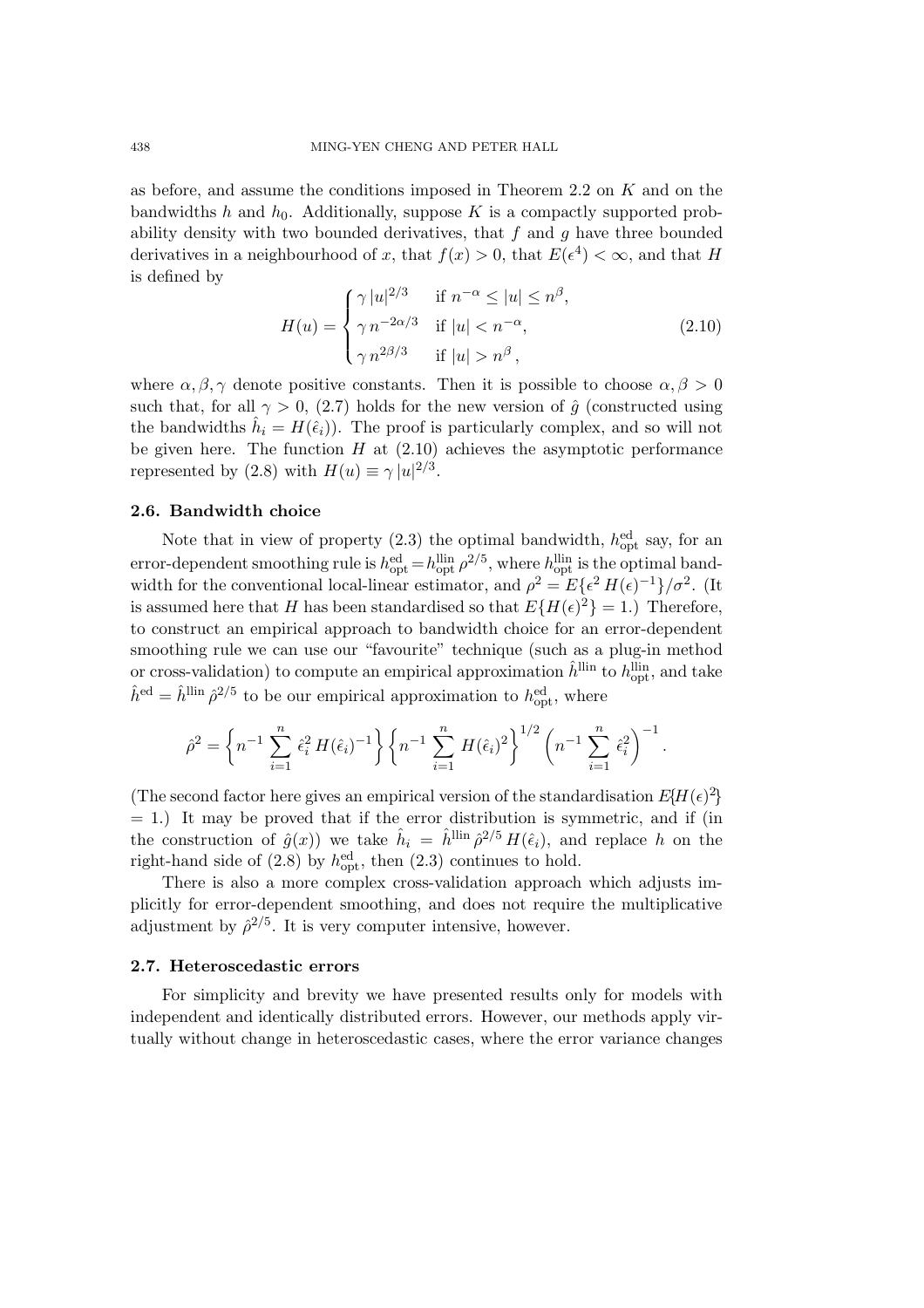as before, and assume the conditions imposed in Theorem 2.2 on $K$ and on the bandwidths $h$ and $h_0$. Additionally, suppose $K$ is a compactly supported probability density with two bounded derivatives, that $f$ and $g$ have three bounded derivatives in a neighbourhood of $x$, that $f(x) > 0$, that $E(\epsilon^4) < \infty$, and that $H$ is defined by

$$H(u) = \begin{cases} \gamma\,|u|^{2/3} & \text{if } n^{-\alpha} \le |u| \le n^{\beta}, \\ \gamma\, n^{-2\alpha/3} & \text{if } |u| < n^{-\alpha}, \\ \gamma\, n^{2\beta/3} & \text{if } |u| > n^{\beta}\,, \end{cases} \tag{2.10}$$

where $\alpha, \beta, \gamma$ denote positive constants. Then it is possible to choose $\alpha, \beta > 0$ such that, for all $\gamma > 0$, (2.7) holds for the new version of $\hat{g}$ (constructed using the bandwidths $\hat{h}_i = H(\hat{\epsilon}_i)$). The proof is particularly complex, and so will not be given here. The function $H$ at (2.10) achieves the asymptotic performance represented by (2.8) with $H(u) \equiv \gamma\,|u|^{2/3}$.

### 2.6. Bandwidth choice

Note that in view of property (2.3) the optimal bandwidth, $h_{\rm opt}^{\rm ed}$ say, for an error-dependent smoothing rule is $h_{\rm opt}^{\rm ed} = h_{\rm opt}^{\rm llin}\,\rho^{2/5}$, where $h_{\rm opt}^{\rm llin}$ is the optimal bandwidth for the conventional local-linear estimator, and $\rho^2 = E\{\epsilon^2\,H(\epsilon)^{-1}\}/\sigma^2$. (It is assumed here that $H$ has been standardised so that $E\{H(\epsilon)^2\} = 1$.) Therefore, to construct an empirical approach to bandwidth choice for an error-dependent smoothing rule we can use our "favourite" technique (such as a plug-in method or cross-validation) to compute an empirical approximation $\hat{h}^{\rm llin}$ to $h_{\rm opt}^{\rm llin}$, and take $\hat{h}^{\rm ed} = \hat{h}^{\rm llin}\,\hat{\rho}^{2/5}$ to be our empirical approximation to $h_{\rm opt}^{\rm ed}$, where

$$\hat{\rho}^2 = \left\{ n^{-1} \sum_{i=1}^{n} \hat{\epsilon}_i^2\, H(\hat{\epsilon}_i)^{-1} \right\} \left\{ n^{-1} \sum_{i=1}^{n} H(\hat{\epsilon}_i)^2 \right\}^{1/2} \left( n^{-1} \sum_{i=1}^{n} \hat{\epsilon}_i^2 \right)^{-1}.$$

(The second factor here gives an empirical version of the standardisation $E\{H(\epsilon)^2\} = 1$.) It may be proved that if the error distribution is symmetric, and if (in the construction of $\hat{g}(x)$) we take $\hat{h}_i = \hat{h}^{\rm llin}\,\hat{\rho}^{2/5}\,H(\hat{\epsilon}_i)$, and replace $h$ on the right-hand side of (2.8) by $h_{\rm opt}^{\rm ed}$, then (2.3) continues to hold.

There is also a more complex cross-validation approach which adjusts implicitly for error-dependent smoothing, and does not require the multiplicative adjustment by $\hat{\rho}^{2/5}$. It is very computer intensive, however.

### 2.7. Heteroscedastic errors

For simplicity and brevity we have presented results only for models with independent and identically distributed errors. However, our methods apply virtually without change in heteroscedastic cases, where the error variance changes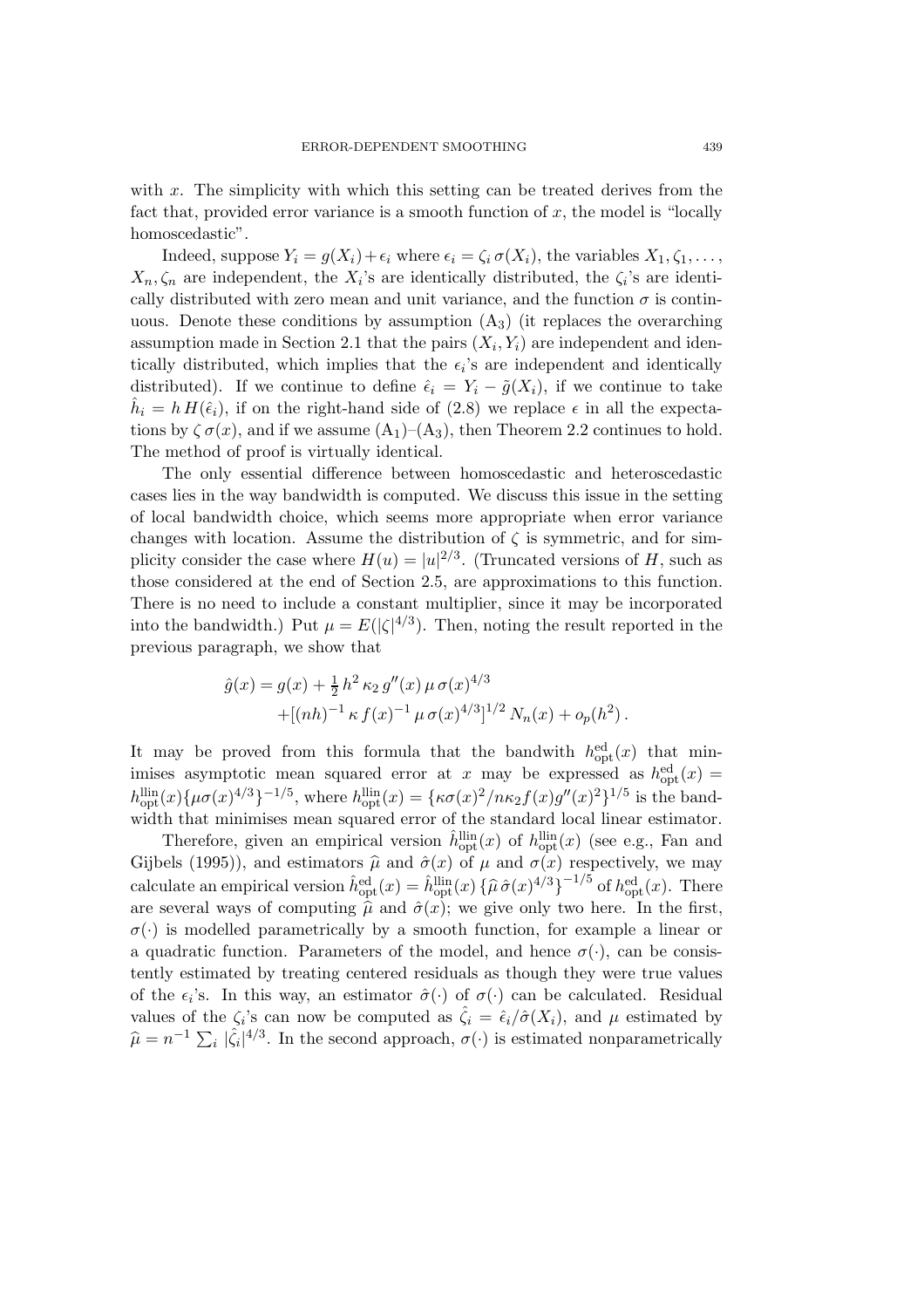with $x$. The simplicity with which this setting can be treated derives from the fact that, provided error variance is a smooth function of $x$, the model is "locally homoscedastic".

Indeed, suppose $Y_i = g(X_i) + \epsilon_i$ where $\epsilon_i = \zeta_i \, \sigma(X_i)$, the variables $X_1, \zeta_1, \ldots, X_n, \zeta_n$ are independent, the $X_i$'s are identically distributed, the $\zeta_i$'s are identically distributed with zero mean and unit variance, and the function $\sigma$ is continuous. Denote these conditions by assumption $(A_3)$ (it replaces the overarching assumption made in Section 2.1 that the pairs $(X_i, Y_i)$ are independent and identically distributed, which implies that the $\epsilon_i$'s are independent and identically distributed). If we continue to define $\hat{\epsilon}_i = Y_i - \tilde{g}(X_i)$, if we continue to take $\hat{h}_i = h \, H(\hat{\epsilon}_i)$, if on the right-hand side of (2.8) we replace $\epsilon$ in all the expectations by $\zeta \, \sigma(x)$, and if we assume $(A_1)$–$(A_3)$, then Theorem 2.2 continues to hold. The method of proof is virtually identical.

The only essential difference between homoscedastic and heteroscedastic cases lies in the way bandwidth is computed. We discuss this issue in the setting of local bandwidth choice, which seems more appropriate when error variance changes with location. Assume the distribution of $\zeta$ is symmetric, and for simplicity consider the case where $H(u) = |u|^{2/3}$. (Truncated versions of $H$, such as those considered at the end of Section 2.5, are approximations to this function. There is no need to include a constant multiplier, since it may be incorporated into the bandwidth.) Put $\mu = E(|\zeta|^{4/3})$. Then, noting the result reported in the previous paragraph, we show that

$$
\begin{aligned}
\hat{g}(x) = g(x) &+ \tfrac{1}{2} \, h^2 \, \kappa_2 \, g''(x) \, \mu \, \sigma(x)^{4/3} \\
&+ [(nh)^{-1} \, \kappa \, f(x)^{-1} \, \mu \, \sigma(x)^{4/3}]^{1/2} \, N_n(x) + o_p(h^2) \, .
\end{aligned}
$$

It may be proved from this formula that the bandwith $h^{\text{ed}}_{\text{opt}}(x)$ that minimises asymptotic mean squared error at $x$ may be expressed as $h^{\text{ed}}_{\text{opt}}(x) = h^{\text{llin}}_{\text{opt}}(x) \{\mu \sigma(x)^{4/3}\}^{-1/5}$, where $h^{\text{llin}}_{\text{opt}}(x) = \{\kappa \sigma(x)^2 / n \kappa_2 f(x) g''(x)^2\}^{1/5}$ is the bandwidth that minimises mean squared error of the standard local linear estimator.

Therefore, given an empirical version $\hat{h}^{\text{llin}}_{\text{opt}}(x)$ of $h^{\text{llin}}_{\text{opt}}(x)$ (see e.g., Fan and Gijbels (1995)), and estimators $\widehat{\mu}$ and $\hat{\sigma}(x)$ of $\mu$ and $\sigma(x)$ respectively, we may calculate an empirical version $\hat{h}^{\text{ed}}_{\text{opt}}(x) = \hat{h}^{\text{llin}}_{\text{opt}}(x) \, \{\widehat{\mu} \, \hat{\sigma}(x)^{4/3}\}^{-1/5}$ of $h^{\text{ed}}_{\text{opt}}(x)$. There are several ways of computing $\widehat{\mu}$ and $\hat{\sigma}(x)$; we give only two here. In the first, $\sigma(\cdot)$ is modelled parametrically by a smooth function, for example a linear or a quadratic function. Parameters of the model, and hence $\sigma(\cdot)$, can be consistently estimated by treating centered residuals as though they were true values of the $\epsilon_i$'s. In this way, an estimator $\hat{\sigma}(\cdot)$ of $\sigma(\cdot)$ can be calculated. Residual values of the $\zeta_i$'s can now be computed as $\hat{\zeta}_i = \hat{\epsilon}_i / \hat{\sigma}(X_i)$, and $\mu$ estimated by $\widehat{\mu} = n^{-1} \sum_i |\hat{\zeta}_i|^{4/3}$. In the second approach, $\sigma(\cdot)$ is estimated nonparametrically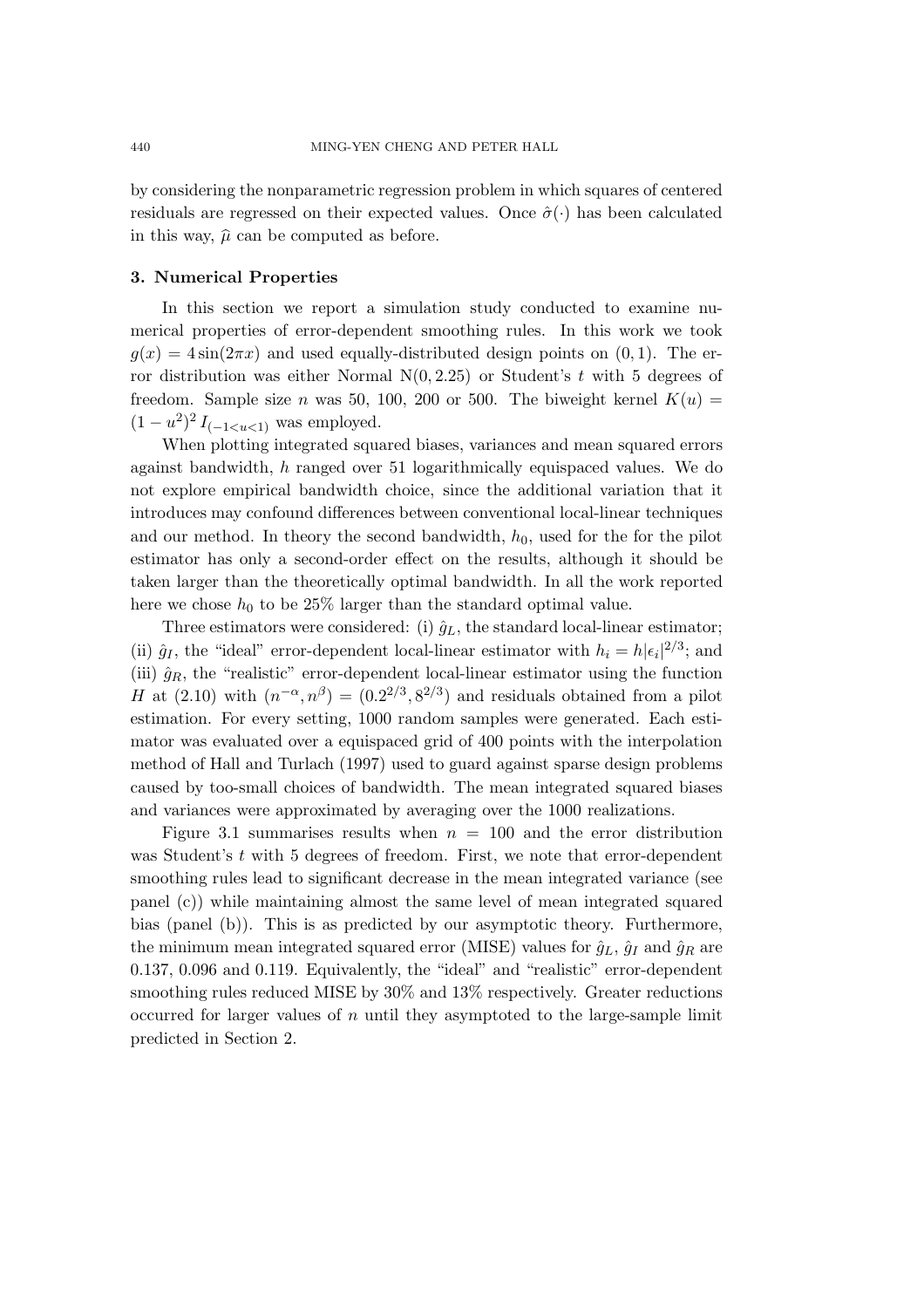by considering the nonparametric regression problem in which squares of centered residuals are regressed on their expected values. Once $\hat{\sigma}(\cdot)$ has been calculated in this way, $\widehat{\mu}$ can be computed as before.

## 3. Numerical Properties

In this section we report a simulation study conducted to examine numerical properties of error-dependent smoothing rules. In this work we took $g(x) = 4\sin(2\pi x)$ and used equally-distributed design points on $(0, 1)$. The error distribution was either Normal $\mathrm{N}(0, 2.25)$ or Student's $t$ with 5 degrees of freedom. Sample size $n$ was 50, 100, 200 or 500. The biweight kernel $K(u) = (1 - u^2)^2 \, I_{(-1<u<1)}$ was employed.

When plotting integrated squared biases, variances and mean squared errors against bandwidth, $h$ ranged over 51 logarithmically equispaced values. We do not explore empirical bandwidth choice, since the additional variation that it introduces may confound differences between conventional local-linear techniques and our method. In theory the second bandwidth, $h_0$, used for the for the pilot estimator has only a second-order effect on the results, although it should be taken larger than the theoretically optimal bandwidth. In all the work reported here we chose $h_0$ to be 25% larger than the standard optimal value.

Three estimators were considered: (i) $\hat{g}_L$, the standard local-linear estimator; (ii) $\hat{g}_I$, the "ideal" error-dependent local-linear estimator with $h_i = h|\epsilon_i|^{2/3}$; and (iii) $\hat{g}_R$, the "realistic" error-dependent local-linear estimator using the function $H$ at (2.10) with $(n^{-\alpha}, n^{\beta}) = (0.2^{2/3}, 8^{2/3})$ and residuals obtained from a pilot estimation. For every setting, 1000 random samples were generated. Each estimator was evaluated over a equispaced grid of 400 points with the interpolation method of Hall and Turlach (1997) used to guard against sparse design problems caused by too-small choices of bandwidth. The mean integrated squared biases and variances were approximated by averaging over the 1000 realizations.

Figure 3.1 summarises results when $n = 100$ and the error distribution was Student's $t$ with 5 degrees of freedom. First, we note that error-dependent smoothing rules lead to significant decrease in the mean integrated variance (see panel (c)) while maintaining almost the same level of mean integrated squared bias (panel (b)). This is as predicted by our asymptotic theory. Furthermore, the minimum mean integrated squared error (MISE) values for $\hat{g}_L$, $\hat{g}_I$ and $\hat{g}_R$ are 0.137, 0.096 and 0.119. Equivalently, the "ideal" and "realistic" error-dependent smoothing rules reduced MISE by 30% and 13% respectively. Greater reductions occurred for larger values of $n$ until they asymptoted to the large-sample limit predicted in Section 2.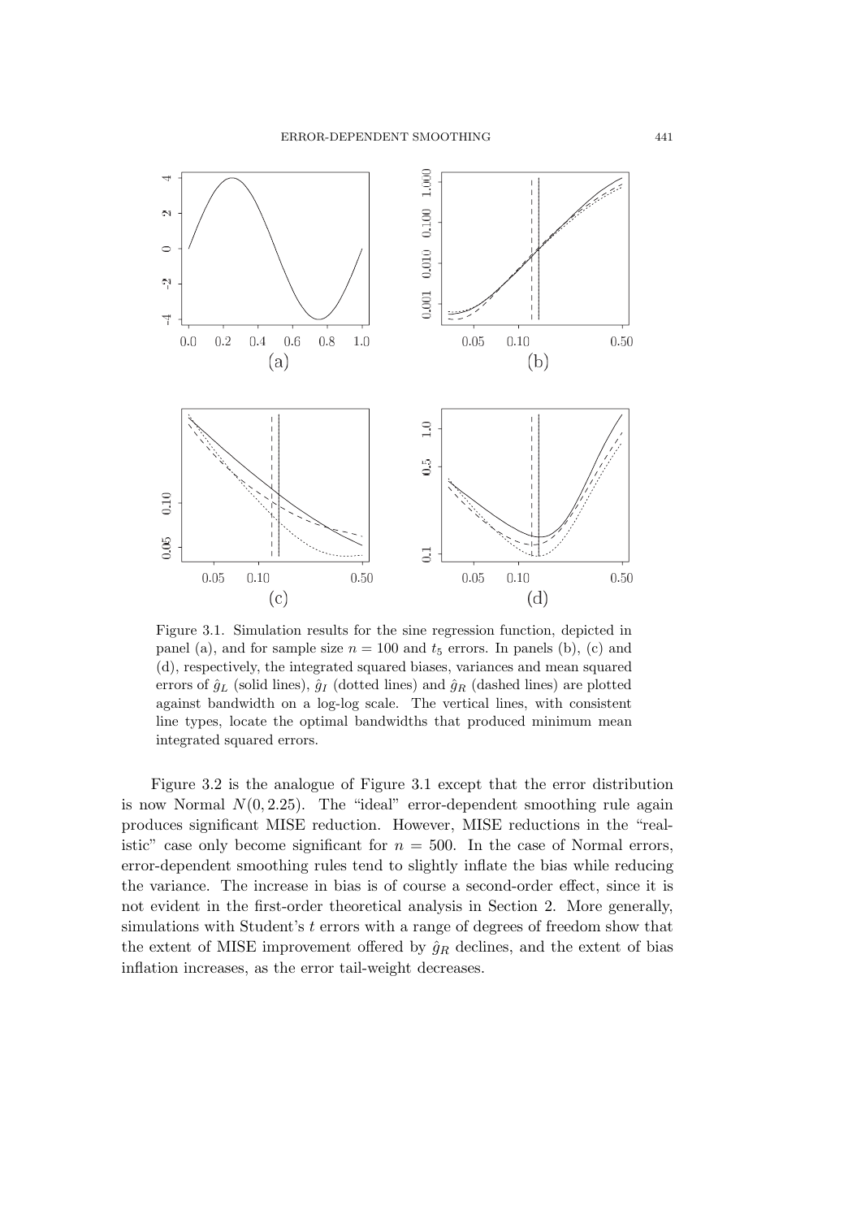Figure 3.1. Simulation results for the sine regression function, depicted in panel (a), and for sample size $n = 100$ and $t_5$ errors. In panels (b), (c) and (d), respectively, the integrated squared biases, variances and mean squared errors of $\hat{g}_L$ (solid lines), $\hat{g}_I$ (dotted lines) and $\hat{g}_R$ (dashed lines) are plotted against bandwidth on a log-log scale. The vertical lines, with consistent line types, locate the optimal bandwidths that produced minimum mean integrated squared errors.

Figure 3.2 is the analogue of Figure 3.1 except that the error distribution is now Normal $N(0, 2.25)$. The "ideal" error-dependent smoothing rule again produces significant MISE reduction. However, MISE reductions in the "realistic" case only become significant for $n = 500$. In the case of Normal errors, error-dependent smoothing rules tend to slightly inflate the bias while reducing the variance. The increase in bias is of course a second-order effect, since it is not evident in the first-order theoretical analysis in Section 2. More generally, simulations with Student's $t$ errors with a range of degrees of freedom show that the extent of MISE improvement offered by $\hat{g}_R$ declines, and the extent of bias inflation increases, as the error tail-weight decreases.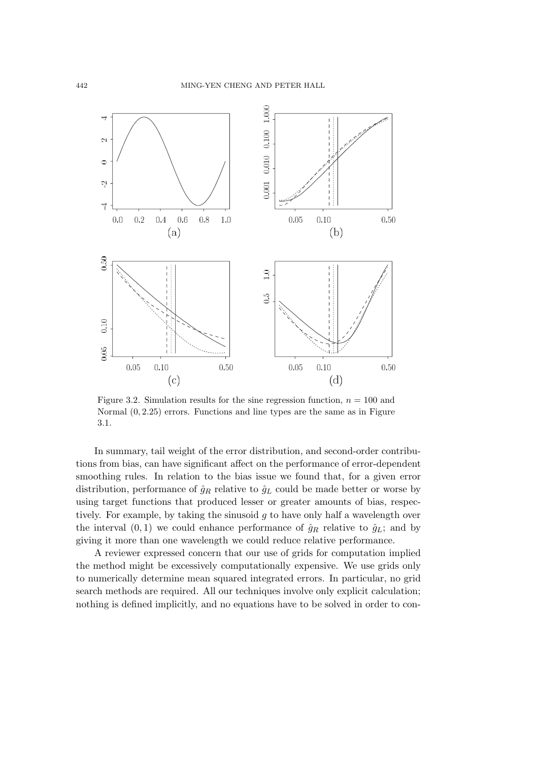Figure 3.2. Simulation results for the sine regression function, $n = 100$ and Normal $(0, 2.25)$ errors. Functions and line types are the same as in Figure 3.1.

In summary, tail weight of the error distribution, and second-order contributions from bias, can have significant affect on the performance of error-dependent smoothing rules. In relation to the bias issue we found that, for a given error distribution, performance of $\hat{g}_R$ relative to $\hat{g}_L$ could be made better or worse by using target functions that produced lesser or greater amounts of bias, respectively. For example, by taking the sinusoid $g$ to have only half a wavelength over the interval $(0, 1)$ we could enhance performance of $\hat{g}_R$ relative to $\hat{g}_L$; and by giving it more than one wavelength we could reduce relative performance.

A reviewer expressed concern that our use of grids for computation implied the method might be excessively computationally expensive. We use grids only to numerically determine mean squared integrated errors. In particular, no grid search methods are required. All our techniques involve only explicit calculation; nothing is defined implicitly, and no equations have to be solved in order to con-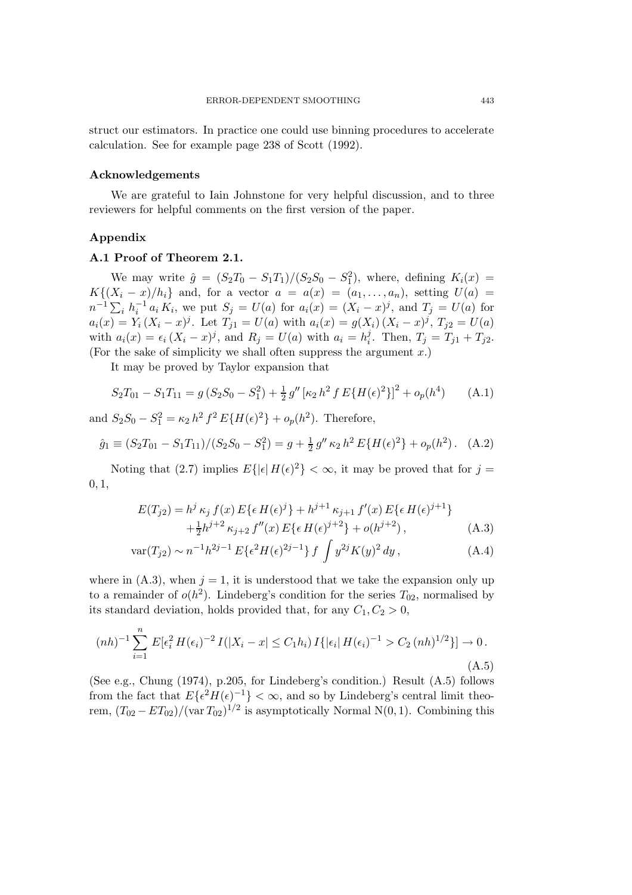struct our estimators. In practice one could use binning procedures to accelerate calculation. See for example page 238 of Scott (1992).

## Acknowledgements

We are grateful to Iain Johnstone for very helpful discussion, and to three reviewers for helpful comments on the first version of the paper.

## Appendix

### A.1 Proof of Theorem 2.1.

We may write $\hat{g} = (S_2 T_0 - S_1 T_1)/(S_2 S_0 - S_1^2)$, where, defining $K_i(x) = K\{(X_i - x)/h_i\}$ and, for a vector $a = a(x) = (a_1, \ldots, a_n)$, setting $U(a) = n^{-1} \sum_i h_i^{-1} a_i K_i$, we put $S_j = U(a)$ for $a_i(x) = (X_i - x)^j$, and $T_j = U(a)$ for $a_i(x) = Y_i (X_i - x)^j$. Let $T_{j1} = U(a)$ with $a_i(x) = g(X_i)(X_i - x)^j$, $T_{j2} = U(a)$ with $a_i(x) = \epsilon_i (X_i - x)^j$, and $R_j = U(a)$ with $a_i = h_i^j$. Then, $T_j = T_{j1} + T_{j2}$. (For the sake of simplicity we shall often suppress the argument $x$.)

It may be proved by Taylor expansion that

$$S_2 T_{01} - S_1 T_{11} = g\,(S_2 S_0 - S_1^2) + \tfrac{1}{2}\, g''\, [\kappa_2\, h^2\, f\, E\{H(\epsilon)^2\}]^2 + o_p(h^4) \tag{A.1}$$

and $S_2 S_0 - S_1^2 = \kappa_2\, h^2\, f^2\, E\{H(\epsilon)^2\} + o_p(h^2)$. Therefore,

$$\hat{g}_1 \equiv (S_2 T_{01} - S_1 T_{11})/(S_2 S_0 - S_1^2) = g + \tfrac{1}{2}\, g''\, \kappa_2\, h^2\, E\{H(\epsilon)^2\} + o_p(h^2)\,. \tag{A.2}$$

Noting that (2.7) implies $E\{|\epsilon|\, H(\epsilon)^2\} < \infty$, it may be proved that for $j = 0, 1$,

$$E(T_{j2}) = h^j\, \kappa_j\, f(x)\, E\{\epsilon\, H(\epsilon)^j\} + h^{j+1}\, \kappa_{j+1}\, f'(x)\, E\{\epsilon\, H(\epsilon)^{j+1}\} + \tfrac{1}{2} h^{j+2}\, \kappa_{j+2}\, f''(x)\, E\{\epsilon\, H(\epsilon)^{j+2}\} + o(h^{j+2})\,, \tag{A.3}$$

$$\text{var}(T_{j2}) \sim n^{-1} h^{2j-1}\, E\{\epsilon^2 H(\epsilon)^{2j-1}\}\, f \int y^{2j} K(y)^2\, dy\,, \tag{A.4}$$

where in (A.3), when $j = 1$, it is understood that we take the expansion only up to a remainder of $o(h^2)$. Lindeberg's condition for the series $T_{02}$, normalised by its standard deviation, holds provided that, for any $C_1, C_2 > 0$,

$$(nh)^{-1} \sum_{i=1}^{n} E[\epsilon_i^2\, H(\epsilon_i)^{-2}\, I(|X_i - x| \le C_1 h_i)\, I\{|\epsilon_i|\, H(\epsilon_i)^{-1} > C_2\, (nh)^{1/2}\}] \to 0\,. \tag{A.5}$$

(See e.g., Chung (1974), p.205, for Lindeberg's condition.) Result (A.5) follows from the fact that $E\{\epsilon^2 H(\epsilon)^{-1}\} < \infty$, and so by Lindeberg's central limit theorem, $(T_{02} - ET_{02})/(\text{var}\, T_{02})^{1/2}$ is asymptotically Normal $\text{N}(0, 1)$. Combining this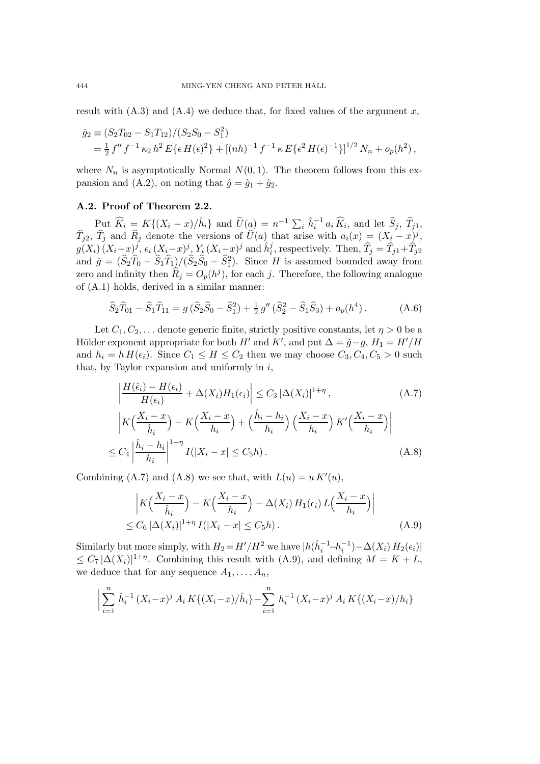result with (A.3) and (A.4) we deduce that, for fixed values of the argument $x$,

$$
\begin{aligned}
\hat{g}_2 &\equiv (S_2 T_{02} - S_1 T_{12})/(S_2 S_0 - S_1^2) \\
&= \tfrac{1}{2} f'' f^{-1} \kappa_2 h^2 E\{\epsilon H(\epsilon)^2\} + [(nh)^{-1} f^{-1} \kappa E\{\epsilon^2 H(\epsilon)^{-1}\}]^{1/2} N_n + o_p(h^2),
\end{aligned}
$$

where $N_n$ is asymptotically Normal $N(0, 1)$. The theorem follows from this expansion and (A.2), on noting that $\hat{g} = \hat{g}_1 + \hat{g}_2$.

### A.2. Proof of Theorem 2.2.

Put $\widehat{K}_i = K\{(X_i - x)/\hat{h}_i\}$ and $\widehat{U}(a) = n^{-1} \sum_i \hat{h}_i^{-1} a_i \widehat{K}_i$, and let $\widehat{S}_j$, $\widehat{T}_{j1}$, $\widehat{T}_{j2}$, $\widehat{T}_j$ and $\widehat{R}_j$ denote the versions of $\widehat{U}(a)$ that arise with $a_i(x) = (X_i - x)^j$, $g(X_i)(X_i - x)^j$, $\epsilon_i (X_i - x)^j$, $Y_i (X_i - x)^j$ and $\hat{h}_i^j$, respectively. Then, $\widehat{T}_j = \widehat{T}_{j1} + \widehat{T}_{j2}$ and $\hat{g} = (\widehat{S}_2 \widehat{T}_0 - \widehat{S}_1 \widehat{T}_1)/(\widehat{S}_2 \widehat{S}_0 - \widehat{S}_1^2)$. Since $H$ is assumed bounded away from zero and infinity then $\widehat{R}_j = O_p(h^j)$, for each $j$. Therefore, the following analogue of (A.1) holds, derived in a similar manner:

$$
\widehat{S}_2 \widehat{T}_{01} - \widehat{S}_1 \widehat{T}_{11} = g\,(\widehat{S}_2 \widehat{S}_0 - \widehat{S}_1^2) + \tfrac{1}{2} g''\,(\widehat{S}_2^2 - \widehat{S}_1 \widehat{S}_3) + o_p(h^4). \tag{A.6}
$$

Let $C_1, C_2, \ldots$ denote generic finite, strictly positive constants, let $\eta > 0$ be a Hölder exponent appropriate for both $H'$ and $K'$, and put $\Delta = \tilde{g} - g$, $H_1 = H'/H$ and $h_i = h\, H(\epsilon_i)$. Since $C_1 \le H \le C_2$ then we may choose $C_3, C_4, C_5 > 0$ such that, by Taylor expansion and uniformly in $i$,

$$
\left| \frac{H(\hat{\epsilon}_i) - H(\epsilon_i)}{H(\epsilon_i)} + \Delta(X_i) H_1(\epsilon_i) \right| \le C_3 \,|\Delta(X_i)|^{1+\eta}, \tag{A.7}
$$

$$
\begin{aligned}
&\left| K\Big(\frac{X_i - x}{\hat{h}_i}\Big) - K\Big(\frac{X_i - x}{h_i}\Big) + \Big(\frac{\hat{h}_i - h_i}{h_i}\Big)\Big(\frac{X_i - x}{h_i}\Big) K'\Big(\frac{X_i - x}{h_i}\Big) \right| \\
&\le C_4 \left| \frac{\hat{h}_i - h_i}{h_i} \right|^{1+\eta} I(|X_i - x| \le C_5 h).
\end{aligned} \tag{A.8}
$$

Combining (A.7) and (A.8) we see that, with $L(u) = u\, K'(u)$,

$$
\begin{aligned}
&\left| K\Big(\frac{X_i - x}{\hat{h}_i}\Big) - K\Big(\frac{X_i - x}{h_i}\Big) - \Delta(X_i)\, H_1(\epsilon_i)\, L\Big(\frac{X_i - x}{h_i}\Big) \right| \\
&\le C_6 \,|\Delta(X_i)|^{1+\eta}\, I(|X_i - x| \le C_5 h).
\end{aligned} \tag{A.9}
$$

Similarly but more simply, with $H_2 = H'/H^2$ we have $|h(\hat{h}_i^{-1} - h_i^{-1}) - \Delta(X_i)\, H_2(\epsilon_i)| \le C_7 \,|\Delta(X_i)|^{1+\eta}$. Combining this result with (A.9), and defining $M = K + L$, we deduce that for any sequence $A_1, \ldots, A_n$,

$$
\left| \sum_{i=1}^{n} \hat{h}_i^{-1} (X_i - x)^j A_i\, K\{(X_i - x)/\hat{h}_i\} - \sum_{i=1}^{n} h_i^{-1} (X_i - x)^j A_i\, K\{(X_i - x)/h_i\} \right.
$$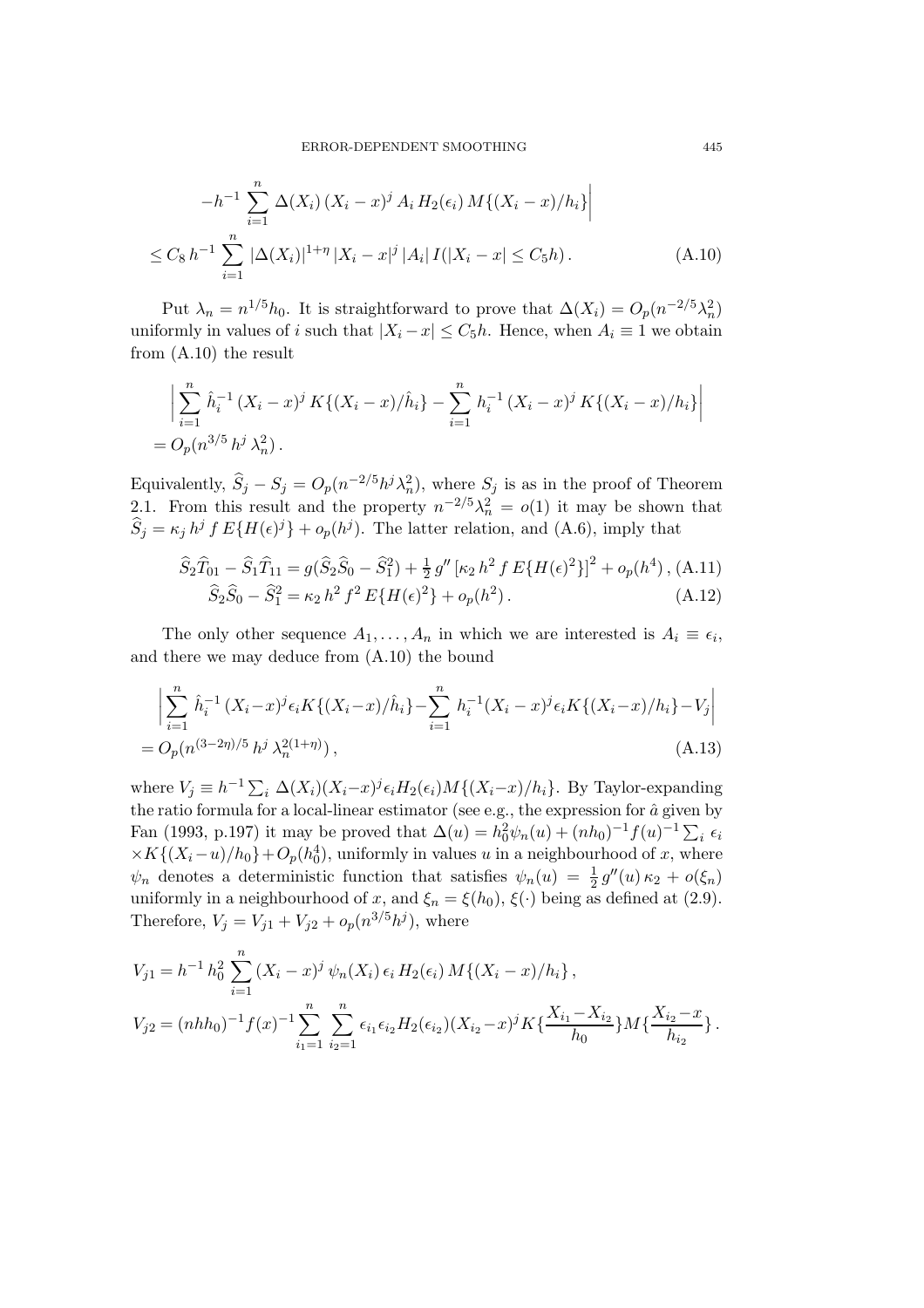$$
-h^{-1} \sum_{i=1}^{n} \Delta(X_i)\,(X_i - x)^j\, A_i\, H_2(\epsilon_i)\, M\{(X_i - x)/h_i\}\Big|
$$

$$
\le C_8\, h^{-1} \sum_{i=1}^{n} |\Delta(X_i)|^{1+\eta}\, |X_i - x|^j\, |A_i|\, I(|X_i - x| \le C_5 h)\,. \tag{A.10}
$$

Put $\lambda_n = n^{1/5} h_0$. It is straightforward to prove that $\Delta(X_i) = O_p(n^{-2/5}\lambda_n^2)$ uniformly in values of $i$ such that $|X_i - x| \le C_5 h$. Hence, when $A_i \equiv 1$ we obtain from (A.10) the result

$$
\Big|\sum_{i=1}^{n} \hat{h}_i^{-1}\,(X_i - x)^j\, K\{(X_i - x)/\hat{h}_i\} - \sum_{i=1}^{n} h_i^{-1}\,(X_i - x)^j\, K\{(X_i - x)/h_i\}\Big|
$$
$$
= O_p(n^{3/5}\, h^j\, \lambda_n^2)\,.
$$

Equivalently, $\widehat{S}_j - S_j = O_p(n^{-2/5} h^j \lambda_n^2)$, where $S_j$ is as in the proof of Theorem 2.1. From this result and the property $n^{-2/5}\lambda_n^2 = o(1)$ it may be shown that $\widehat{S}_j = \kappa_j\, h^j\, f\, E\{H(\epsilon)^j\} + o_p(h^j)$. The latter relation, and (A.6), imply that

$$
\widehat{S}_2 \widehat{T}_{01} - \widehat{S}_1 \widehat{T}_{11} = g(\widehat{S}_2 \widehat{S}_0 - \widehat{S}_1^2) + \tfrac{1}{2}\, g''\, [\kappa_2\, h^2\, f\, E\{H(\epsilon)^2\}]^2 + o_p(h^4)\,, \tag{A.11}
$$

$$
\widehat{S}_2 \widehat{S}_0 - \widehat{S}_1^2 = \kappa_2\, h^2\, f^2\, E\{H(\epsilon)^2\} + o_p(h^2)\,. \tag{A.12}
$$

The only other sequence $A_1, \ldots, A_n$ in which we are interested is $A_i \equiv \epsilon_i$, and there we may deduce from (A.10) the bound

$$
\Big|\sum_{i=1}^{n} \hat{h}_i^{-1}\,(X_i - x)^j \epsilon_i K\{(X_i - x)/\hat{h}_i\} - \sum_{i=1}^{n} h_i^{-1}(X_i - x)^j \epsilon_i K\{(X_i - x)/h_i\} - V_j\Big|
$$
$$
= O_p(n^{(3-2\eta)/5}\, h^j\, \lambda_n^{2(1+\eta)})\,, \tag{A.13}
$$

where $V_j \equiv h^{-1} \sum_i \Delta(X_i)(X_i - x)^j \epsilon_i H_2(\epsilon_i) M\{(X_i - x)/h_i\}$. By Taylor-expanding the ratio formula for a local-linear estimator (see e.g., the expression for $\hat{a}$ given by Fan (1993, p.197) it may be proved that $\Delta(u) = h_0^2 \psi_n(u) + (nh_0)^{-1} f(u)^{-1} \sum_i \epsilon_i \times K\{(X_i - u)/h_0\} + O_p(h_0^4)$, uniformly in values $u$ in a neighbourhood of $x$, where $\psi_n$ denotes a deterministic function that satisfies $\psi_n(u) = \frac{1}{2} g''(u)\, \kappa_2 + o(\xi_n)$ uniformly in a neighbourhood of $x$, and $\xi_n = \xi(h_0)$, $\xi(\cdot)$ being as defined at (2.9). Therefore, $V_j = V_{j1} + V_{j2} + o_p(n^{3/5} h^j)$, where

$$
V_{j1} = h^{-1}\, h_0^2 \sum_{i=1}^{n} (X_i - x)^j\, \psi_n(X_i)\, \epsilon_i\, H_2(\epsilon_i)\, M\{(X_i - x)/h_i\}\,,
$$

$$
V_{j2} = (nhh_0)^{-1} f(x)^{-1} \sum_{i_1=1}^{n} \sum_{i_2=1}^{n} \epsilon_{i_1} \epsilon_{i_2} H_2(\epsilon_{i_2})(X_{i_2} - x)^j K\{\frac{X_{i_1} - X_{i_2}}{h_0}\} M\{\frac{X_{i_2} - x}{h_{i_2}}\}\,.
$$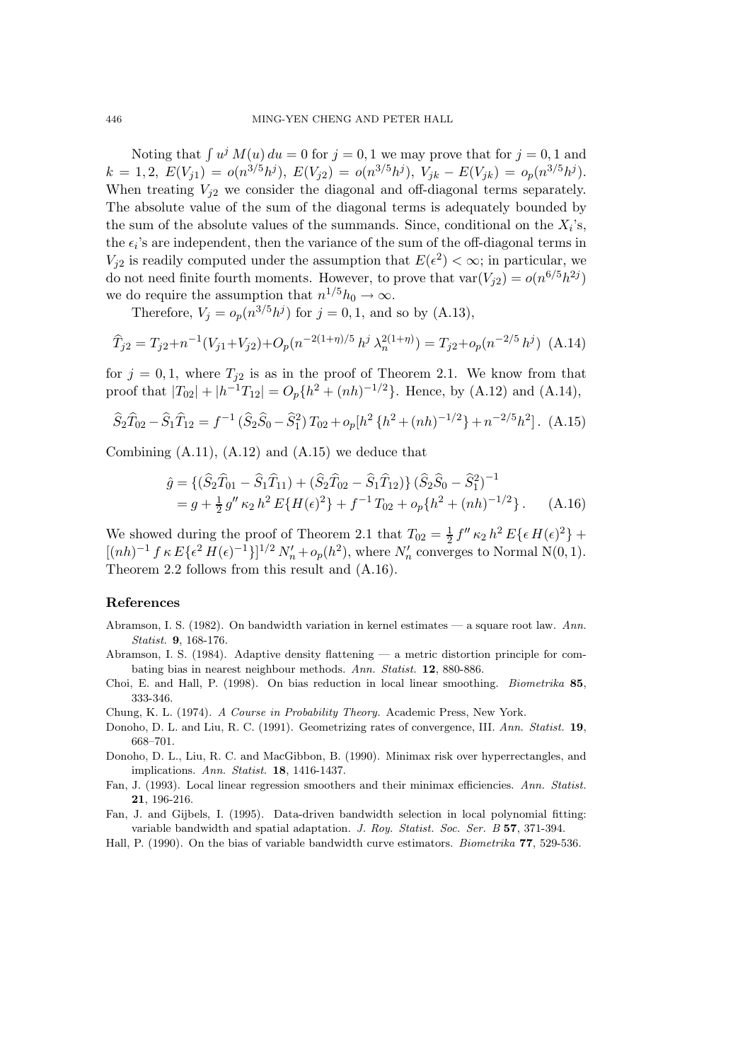Noting that $\int u^j M(u)\,du = 0$ for $j = 0, 1$ we may prove that for $j = 0, 1$ and $k = 1, 2$, $E(V_{j1}) = o(n^{3/5}h^j)$, $E(V_{j2}) = o(n^{3/5}h^j)$, $V_{jk} - E(V_{jk}) = o_p(n^{3/5}h^j)$. When treating $V_{j2}$ we consider the diagonal and off-diagonal terms separately. The absolute value of the sum of the diagonal terms is adequately bounded by the sum of the absolute values of the summands. Since, conditional on the $X_i$'s, the $\epsilon_i$'s are independent, then the variance of the sum of the off-diagonal terms in $V_{j2}$ is readily computed under the assumption that $E(\epsilon^2) < \infty$; in particular, we do not need finite fourth moments. However, to prove that $\mathrm{var}(V_{j2}) = o(n^{6/5}h^{2j})$ we do require the assumption that $n^{1/5}h_0 \to \infty$.

Therefore, $V_j = o_p(n^{3/5}h^j)$ for $j = 0, 1$, and so by (A.13),

$$\widehat{T}_{j2} = T_{j2} + n^{-1}(V_{j1} + V_{j2}) + O_p(n^{-2(1+\eta)/5}\, h^j\, \lambda_n^{2(1+\eta)}) = T_{j2} + o_p(n^{-2/5}\, h^j) \quad \text{(A.14)}$$

for $j = 0, 1$, where $T_{j2}$ is as in the proof of Theorem 2.1. We know from that proof that $|T_{02}| + |h^{-1}T_{12}| = O_p\{h^2 + (nh)^{-1/2}\}$. Hence, by (A.12) and (A.14),

$$\widehat{S}_2\widehat{T}_{02} - \widehat{S}_1\widehat{T}_{12} = f^{-1}\,(\widehat{S}_2\widehat{S}_0 - \widehat{S}_1^2)\,T_{02} + o_p[h^2\,\{h^2 + (nh)^{-1/2}\} + n^{-2/5}h^2]\,. \quad \text{(A.15)}$$

Combining (A.11), (A.12) and (A.15) we deduce that

$$\begin{aligned}\hat{g} &= \{(\widehat{S}_2\widehat{T}_{01} - \widehat{S}_1\widehat{T}_{11}) + (\widehat{S}_2\widehat{T}_{02} - \widehat{S}_1\widehat{T}_{12})\}\,(\widehat{S}_2\widehat{S}_0 - \widehat{S}_1^2)^{-1} \\ &= g + \tfrac{1}{2}\,g''\,\kappa_2\,h^2\,E\{H(\epsilon)^2\} + f^{-1}\,T_{02} + o_p\{h^2 + (nh)^{-1/2}\}\,. \quad \text{(A.16)}\end{aligned}$$

We showed during the proof of Theorem 2.1 that $T_{02} = \frac{1}{2}\,f''\,\kappa_2\,h^2\,E\{\epsilon\,H(\epsilon)^2\} + [(nh)^{-1}\,f\,\kappa\,E\{\epsilon^2\,H(\epsilon)^{-1}\}]^{1/2}\,N_n' + o_p(h^2)$, where $N_n'$ converges to Normal $\mathrm{N}(0, 1)$. Theorem 2.2 follows from this result and (A.16).

## References

Abramson, I. S. (1982). On bandwidth variation in kernel estimates — a square root law. *Ann. Statist.* **9**, 168-176.

Abramson, I. S. (1984). Adaptive density flattening — a metric distortion principle for combating bias in nearest neighbour methods. *Ann. Statist.* **12**, 880-886.

Choi, E. and Hall, P. (1998). On bias reduction in local linear smoothing. *Biometrika* **85**, 333-346.

Chung, K. L. (1974). *A Course in Probability Theory.* Academic Press, New York.

Donoho, D. L. and Liu, R. C. (1991). Geometrizing rates of convergence, III. *Ann. Statist.* **19**, 668–701.

Donoho, D. L., Liu, R. C. and MacGibbon, B. (1990). Minimax risk over hyperrectangles, and implications. *Ann. Statist.* **18**, 1416-1437.

Fan, J. (1993). Local linear regression smoothers and their minimax efficiencies. *Ann. Statist.* **21**, 196-216.

Fan, J. and Gijbels, I. (1995). Data-driven bandwidth selection in local polynomial fitting: variable bandwidth and spatial adaptation. *J. Roy. Statist. Soc. Ser. B* **57**, 371-394.

Hall, P. (1990). On the bias of variable bandwidth curve estimators. *Biometrika* **77**, 529-536.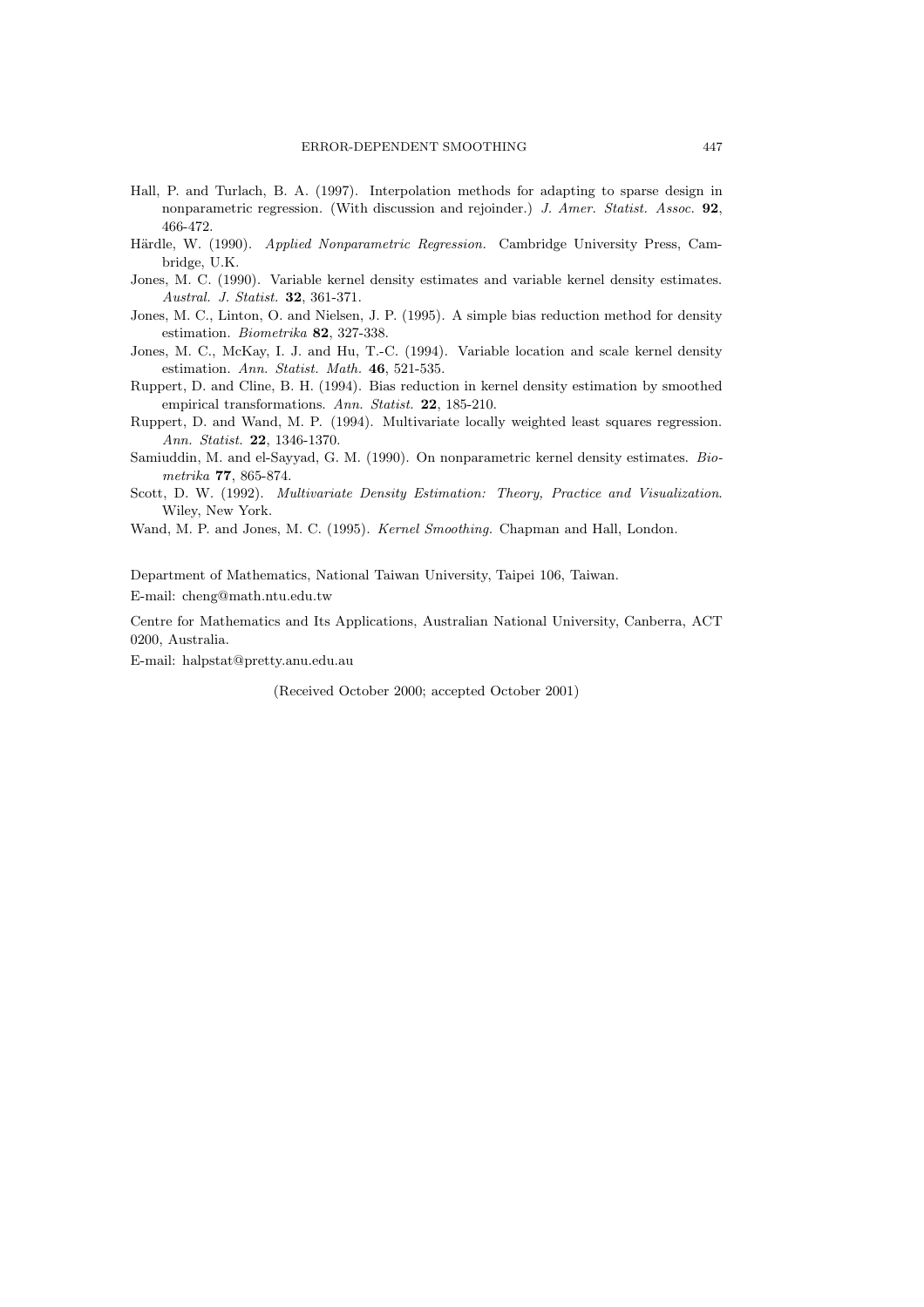Hall, P. and Turlach, B. A. (1997). Interpolation methods for adapting to sparse design in nonparametric regression. (With discussion and rejoinder.) *J. Amer. Statist. Assoc.* **92**, 466-472.

Härdle, W. (1990). *Applied Nonparametric Regression.* Cambridge University Press, Cambridge, U.K.

Jones, M. C. (1990). Variable kernel density estimates and variable kernel density estimates. *Austral. J. Statist.* **32**, 361-371.

Jones, M. C., Linton, O. and Nielsen, J. P. (1995). A simple bias reduction method for density estimation. *Biometrika* **82**, 327-338.

Jones, M. C., McKay, I. J. and Hu, T.-C. (1994). Variable location and scale kernel density estimation. *Ann. Statist. Math.* **46**, 521-535.

Ruppert, D. and Cline, B. H. (1994). Bias reduction in kernel density estimation by smoothed empirical transformations. *Ann. Statist.* **22**, 185-210.

Ruppert, D. and Wand, M. P. (1994). Multivariate locally weighted least squares regression. *Ann. Statist.* **22**, 1346-1370.

Samiuddin, M. and el-Sayyad, G. M. (1990). On nonparametric kernel density estimates. *Biometrika* **77**, 865-874.

Scott, D. W. (1992). *Multivariate Density Estimation: Theory, Practice and Visualization*. Wiley, New York.

Wand, M. P. and Jones, M. C. (1995). *Kernel Smoothing.* Chapman and Hall, London.

Department of Mathematics, National Taiwan University, Taipei 106, Taiwan.

E-mail: cheng@math.ntu.edu.tw

Centre for Mathematics and Its Applications, Australian National University, Canberra, ACT 0200, Australia.

E-mail: halpstat@pretty.anu.edu.au

(Received October 2000; accepted October 2001)